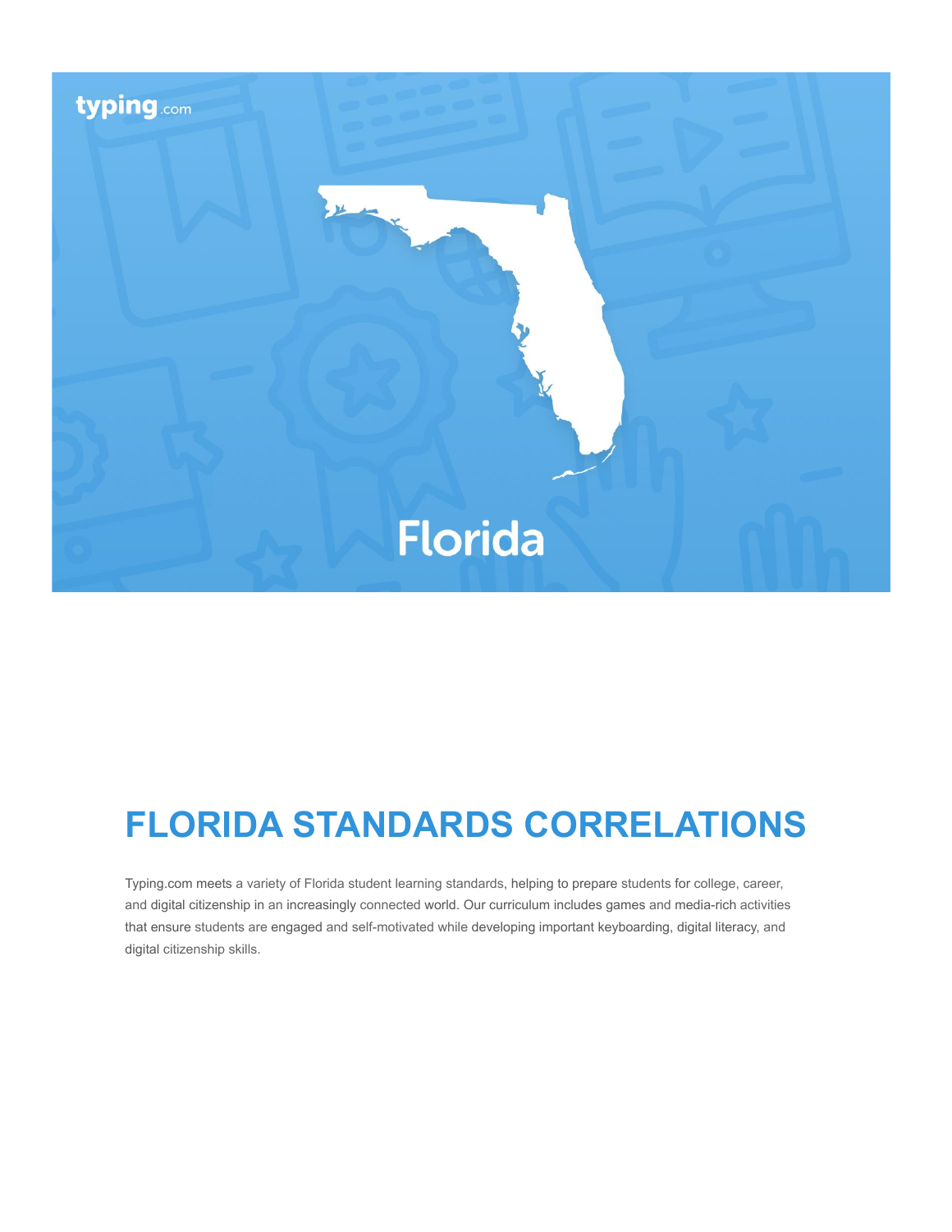typing.com

Florida

# FLORIDA STANDARDS CORRELATIONS

Typing.com meets a variety of Florida student learning standards, helping to prepare students for college, career, and digital citizenship in an increasingly connected world. Our curriculum includes games and media-rich activities that ensure students are engaged and self-motivated while developing important keyboarding, digital literacy, and digital citizenship skills.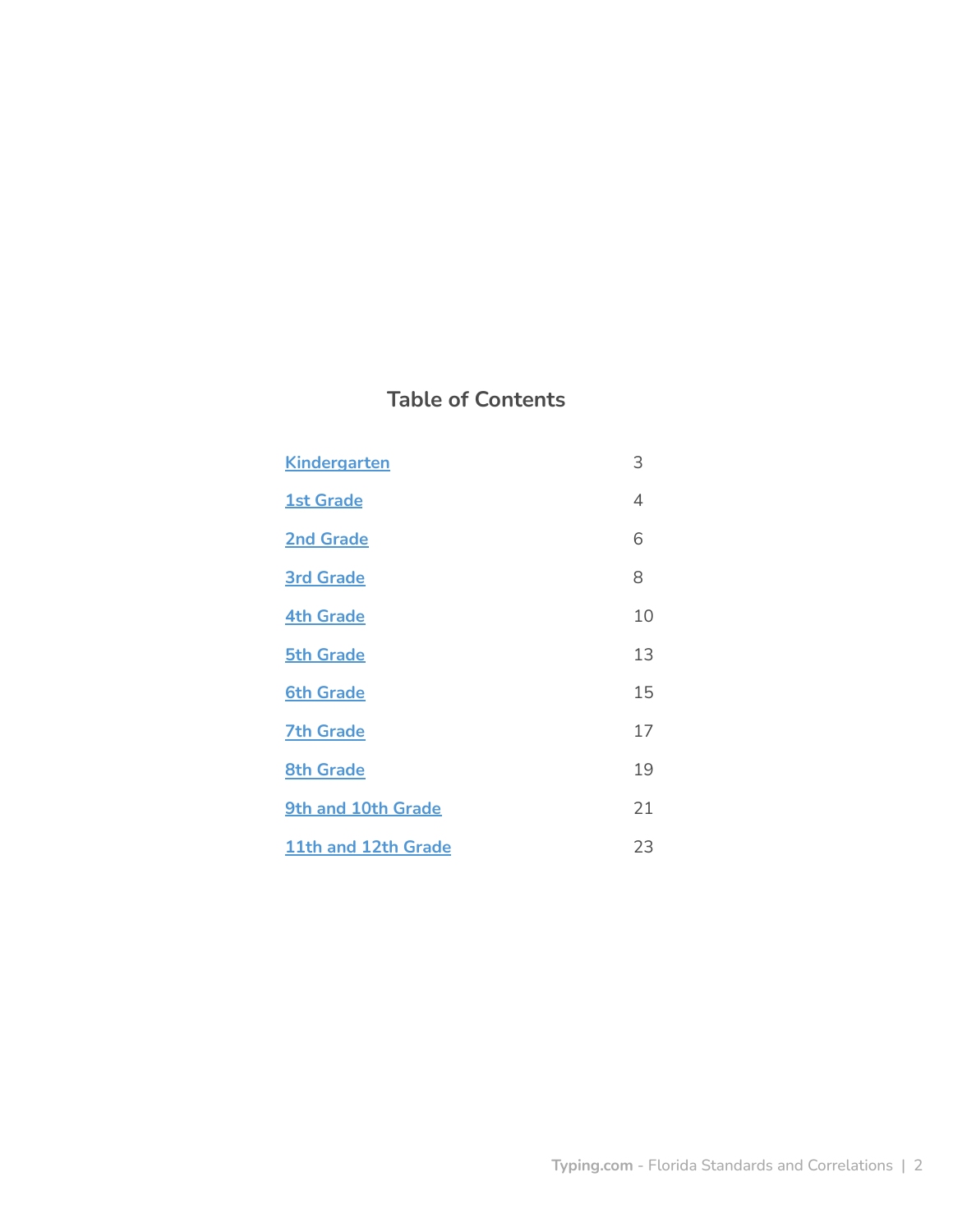## Table of Contents

| | |
|---|---|
| Kindergarten | 3 |
| 1st Grade | 4 |
| 2nd Grade | 6 |
| 3rd Grade | 8 |
| 4th Grade | 10 |
| 5th Grade | 13 |
| 6th Grade | 15 |
| 7th Grade | 17 |
| 8th Grade | 19 |
| 9th and 10th Grade | 21 |
| 11th and 12th Grade | 23 |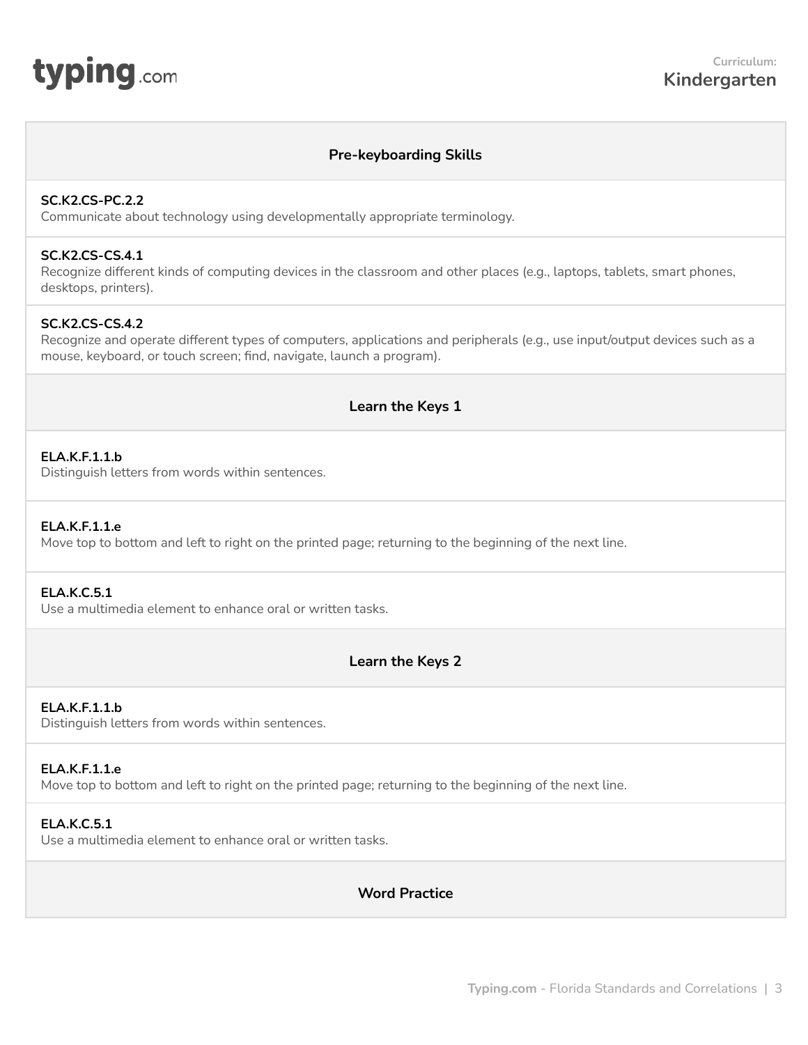Curriculum: **Kindergarten**

## Pre-keyboarding Skills

**SC.K2.CS-PC.2.2**
Communicate about technology using developmentally appropriate terminology.

**SC.K2.CS-CS.4.1**
Recognize different kinds of computing devices in the classroom and other places (e.g., laptops, tablets, smart phones, desktops, printers).

**SC.K2.CS-CS.4.2**
Recognize and operate different types of computers, applications and peripherals (e.g., use input/output devices such as a mouse, keyboard, or touch screen; find, navigate, launch a program).

## Learn the Keys 1

**ELA.K.F.1.1.b**
Distinguish letters from words within sentences.

**ELA.K.F.1.1.e**
Move top to bottom and left to right on the printed page; returning to the beginning of the next line.

**ELA.K.C.5.1**
Use a multimedia element to enhance oral or written tasks.

## Learn the Keys 2

**ELA.K.F.1.1.b**
Distinguish letters from words within sentences.

**ELA.K.F.1.1.e**
Move top to bottom and left to right on the printed page; returning to the beginning of the next line.

**ELA.K.C.5.1**
Use a multimedia element to enhance oral or written tasks.

## Word Practice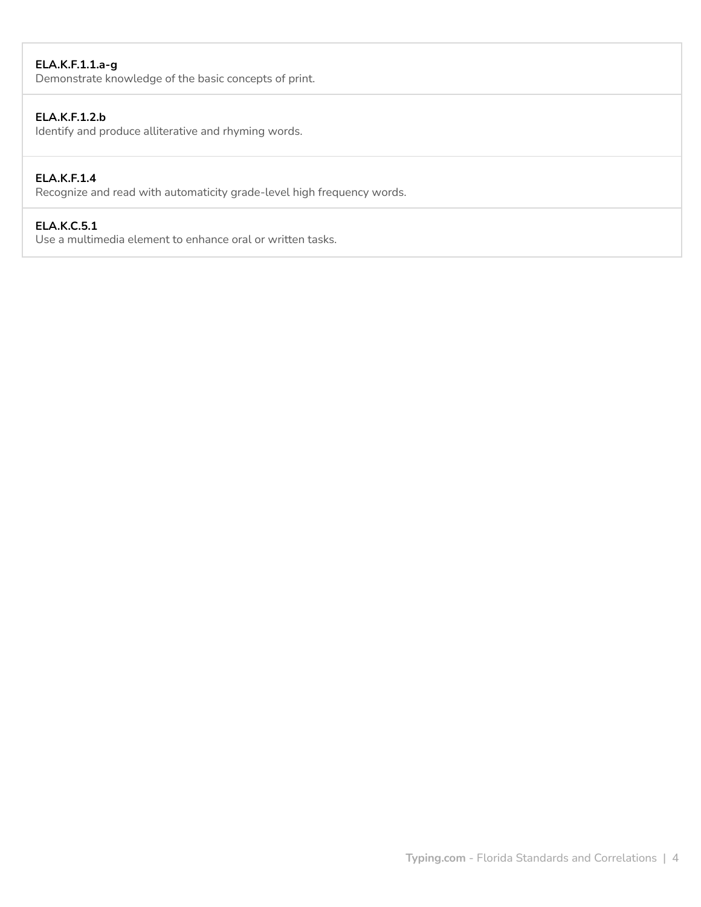**ELA.K.F.1.1.a-g**
Demonstrate knowledge of the basic concepts of print.

**ELA.K.F.1.2.b**
Identify and produce alliterative and rhyming words.

**ELA.K.F.1.4**
Recognize and read with automaticity grade-level high frequency words.

**ELA.K.C.5.1**
Use a multimedia element to enhance oral or written tasks.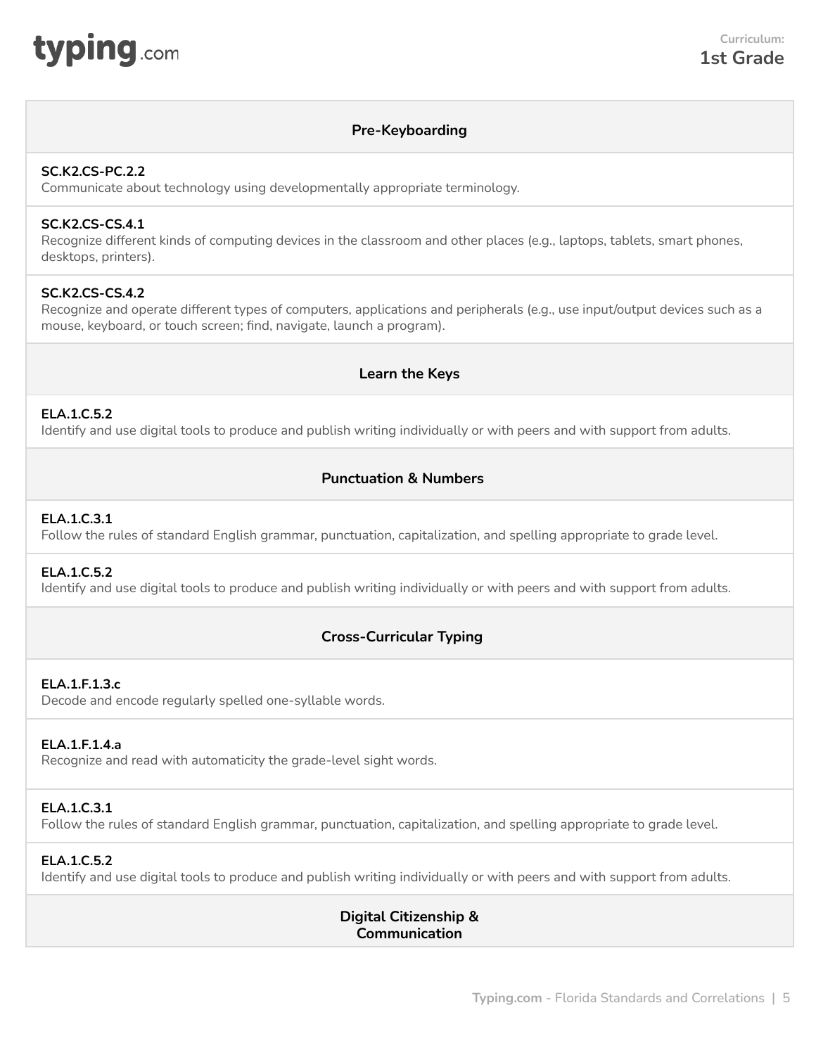Curriculum: **1st Grade**

## Pre-Keyboarding

**SC.K2.CS-PC.2.2**
Communicate about technology using developmentally appropriate terminology.

**SC.K2.CS-CS.4.1**
Recognize different kinds of computing devices in the classroom and other places (e.g., laptops, tablets, smart phones, desktops, printers).

**SC.K2.CS-CS.4.2**
Recognize and operate different types of computers, applications and peripherals (e.g., use input/output devices such as a mouse, keyboard, or touch screen; find, navigate, launch a program).

## Learn the Keys

**ELA.1.C.5.2**
Identify and use digital tools to produce and publish writing individually or with peers and with support from adults.

## Punctuation & Numbers

**ELA.1.C.3.1**
Follow the rules of standard English grammar, punctuation, capitalization, and spelling appropriate to grade level.

**ELA.1.C.5.2**
Identify and use digital tools to produce and publish writing individually or with peers and with support from adults.

## Cross-Curricular Typing

**ELA.1.F.1.3.c**
Decode and encode regularly spelled one-syllable words.

**ELA.1.F.1.4.a**
Recognize and read with automaticity the grade-level sight words.

**ELA.1.C.3.1**
Follow the rules of standard English grammar, punctuation, capitalization, and spelling appropriate to grade level.

**ELA.1.C.5.2**
Identify and use digital tools to produce and publish writing individually or with peers and with support from adults.

## Digital Citizenship & Communication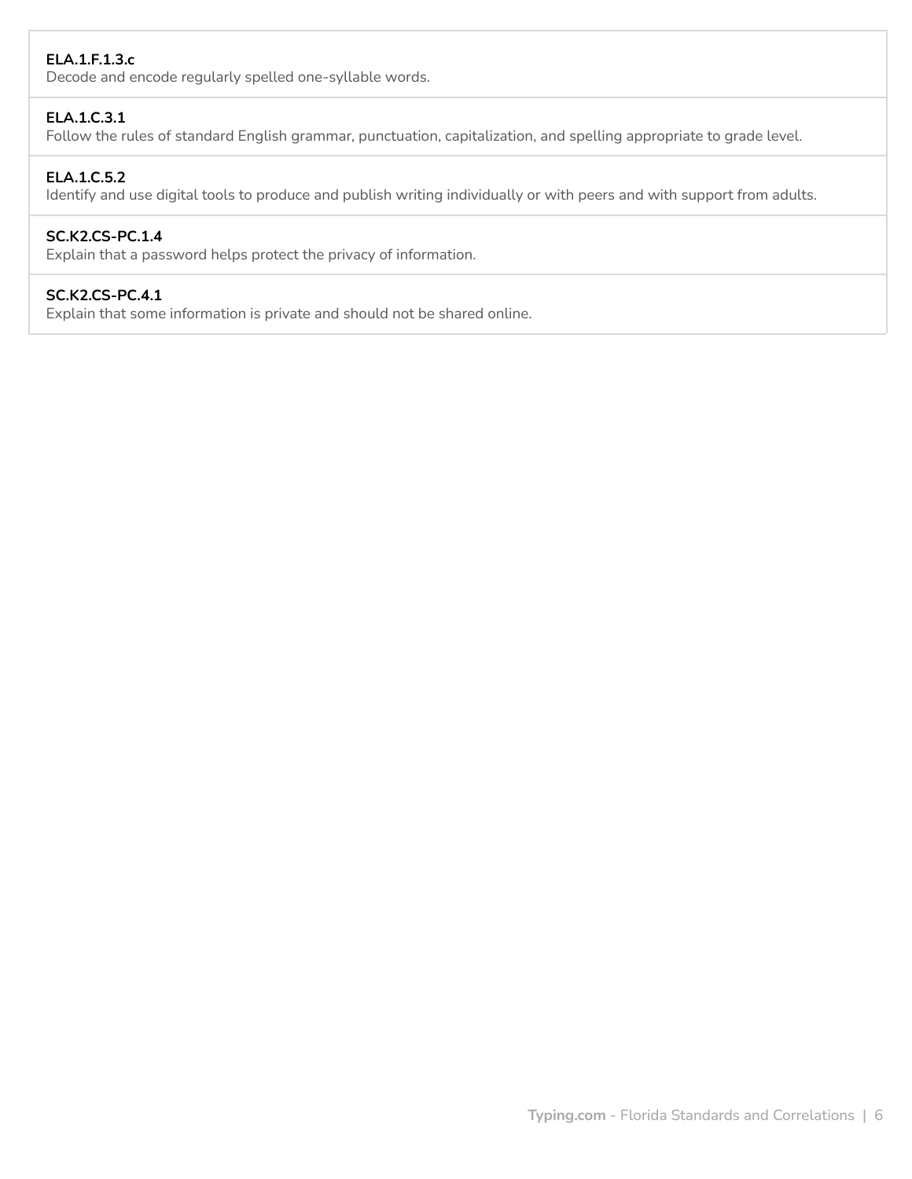**ELA.1.F.1.3.c**
Decode and encode regularly spelled one-syllable words.

**ELA.1.C.3.1**
Follow the rules of standard English grammar, punctuation, capitalization, and spelling appropriate to grade level.

**ELA.1.C.5.2**
Identify and use digital tools to produce and publish writing individually or with peers and with support from adults.

**SC.K2.CS-PC.1.4**
Explain that a password helps protect the privacy of information.

**SC.K2.CS-PC.4.1**
Explain that some information is private and should not be shared online.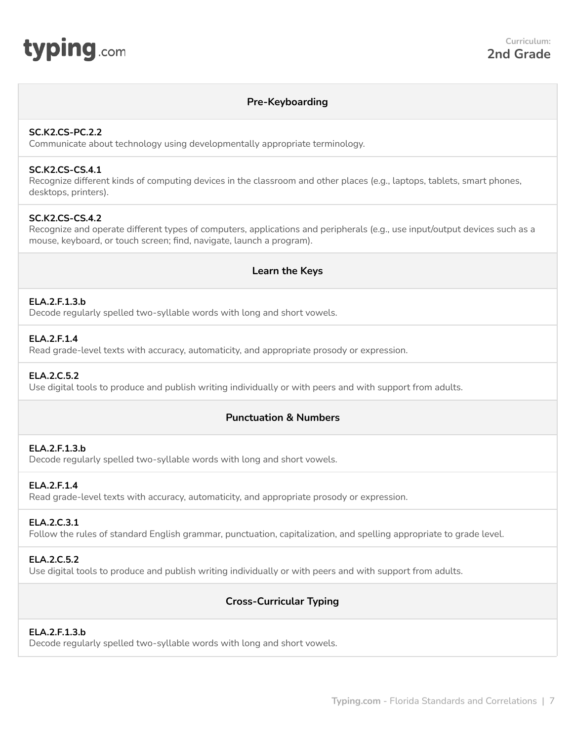**Curriculum:**
**2nd Grade**

## Pre-Keyboarding

**SC.K2.CS-PC.2.2**
Communicate about technology using developmentally appropriate terminology.

**SC.K2.CS-CS.4.1**
Recognize different kinds of computing devices in the classroom and other places (e.g., laptops, tablets, smart phones, desktops, printers).

**SC.K2.CS-CS.4.2**
Recognize and operate different types of computers, applications and peripherals (e.g., use input/output devices such as a mouse, keyboard, or touch screen; find, navigate, launch a program).

## Learn the Keys

**ELA.2.F.1.3.b**
Decode regularly spelled two-syllable words with long and short vowels.

**ELA.2.F.1.4**
Read grade-level texts with accuracy, automaticity, and appropriate prosody or expression.

**ELA.2.C.5.2**
Use digital tools to produce and publish writing individually or with peers and with support from adults.

## Punctuation & Numbers

**ELA.2.F.1.3.b**
Decode regularly spelled two-syllable words with long and short vowels.

**ELA.2.F.1.4**
Read grade-level texts with accuracy, automaticity, and appropriate prosody or expression.

**ELA.2.C.3.1**
Follow the rules of standard English grammar, punctuation, capitalization, and spelling appropriate to grade level.

**ELA.2.C.5.2**
Use digital tools to produce and publish writing individually or with peers and with support from adults.

## Cross-Curricular Typing

**ELA.2.F.1.3.b**
Decode regularly spelled two-syllable words with long and short vowels.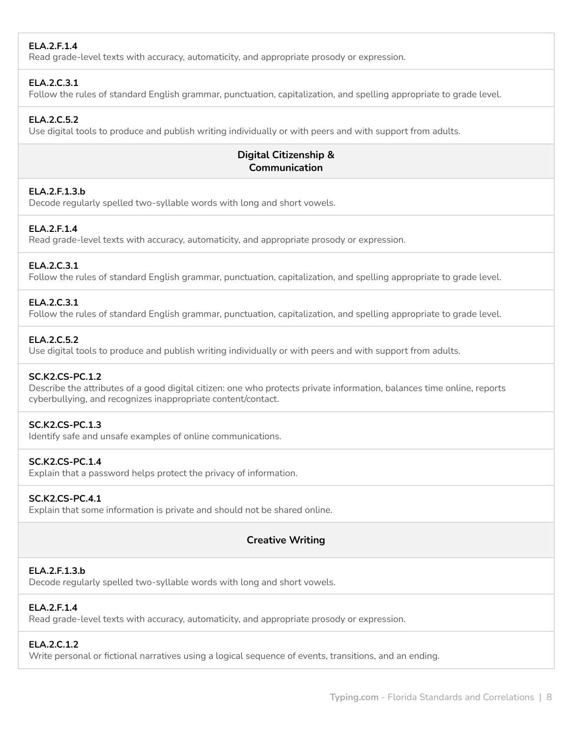**ELA.2.F.1.4**
Read grade-level texts with accuracy, automaticity, and appropriate prosody or expression.

**ELA.2.C.3.1**
Follow the rules of standard English grammar, punctuation, capitalization, and spelling appropriate to grade level.

**ELA.2.C.5.2**
Use digital tools to produce and publish writing individually or with peers and with support from adults.

### Digital Citizenship & Communication

**ELA.2.F.1.3.b**
Decode regularly spelled two-syllable words with long and short vowels.

**ELA.2.F.1.4**
Read grade-level texts with accuracy, automaticity, and appropriate prosody or expression.

**ELA.2.C.3.1**
Follow the rules of standard English grammar, punctuation, capitalization, and spelling appropriate to grade level.

**ELA.2.C.3.1**
Follow the rules of standard English grammar, punctuation, capitalization, and spelling appropriate to grade level.

**ELA.2.C.5.2**
Use digital tools to produce and publish writing individually or with peers and with support from adults.

**SC.K2.CS-PC.1.2**
Describe the attributes of a good digital citizen: one who protects private information, balances time online, reports cyberbullying, and recognizes inappropriate content/contact.

**SC.K2.CS-PC.1.3**
Identify safe and unsafe examples of online communications.

**SC.K2.CS-PC.1.4**
Explain that a password helps protect the privacy of information.

**SC.K2.CS-PC.4.1**
Explain that some information is private and should not be shared online.

### Creative Writing

**ELA.2.F.1.3.b**
Decode regularly spelled two-syllable words with long and short vowels.

**ELA.2.F.1.4**
Read grade-level texts with accuracy, automaticity, and appropriate prosody or expression.

**ELA.2.C.1.2**
Write personal or fictional narratives using a logical sequence of events, transitions, and an ending.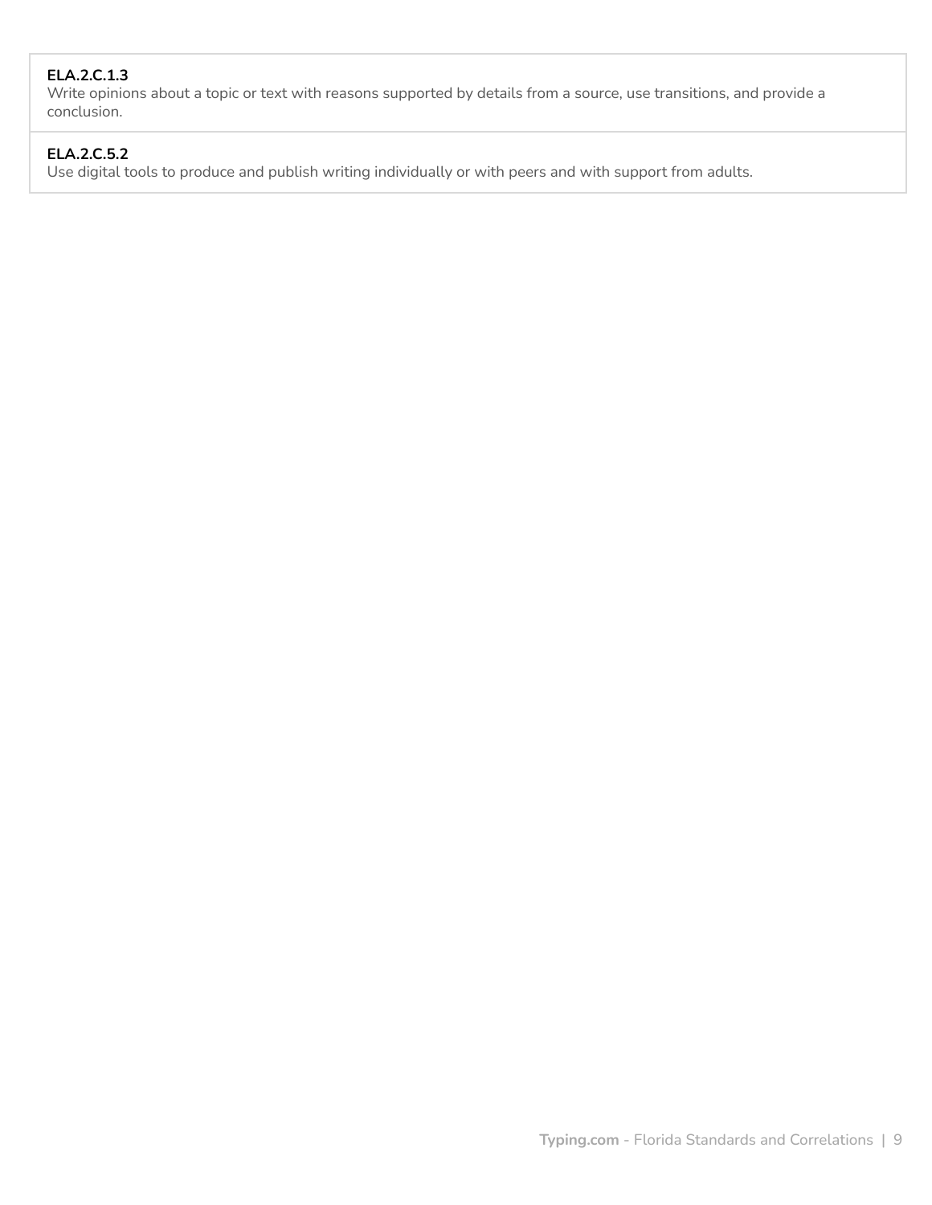**ELA.2.C.1.3**
Write opinions about a topic or text with reasons supported by details from a source, use transitions, and provide a conclusion.

**ELA.2.C.5.2**
Use digital tools to produce and publish writing individually or with peers and with support from adults.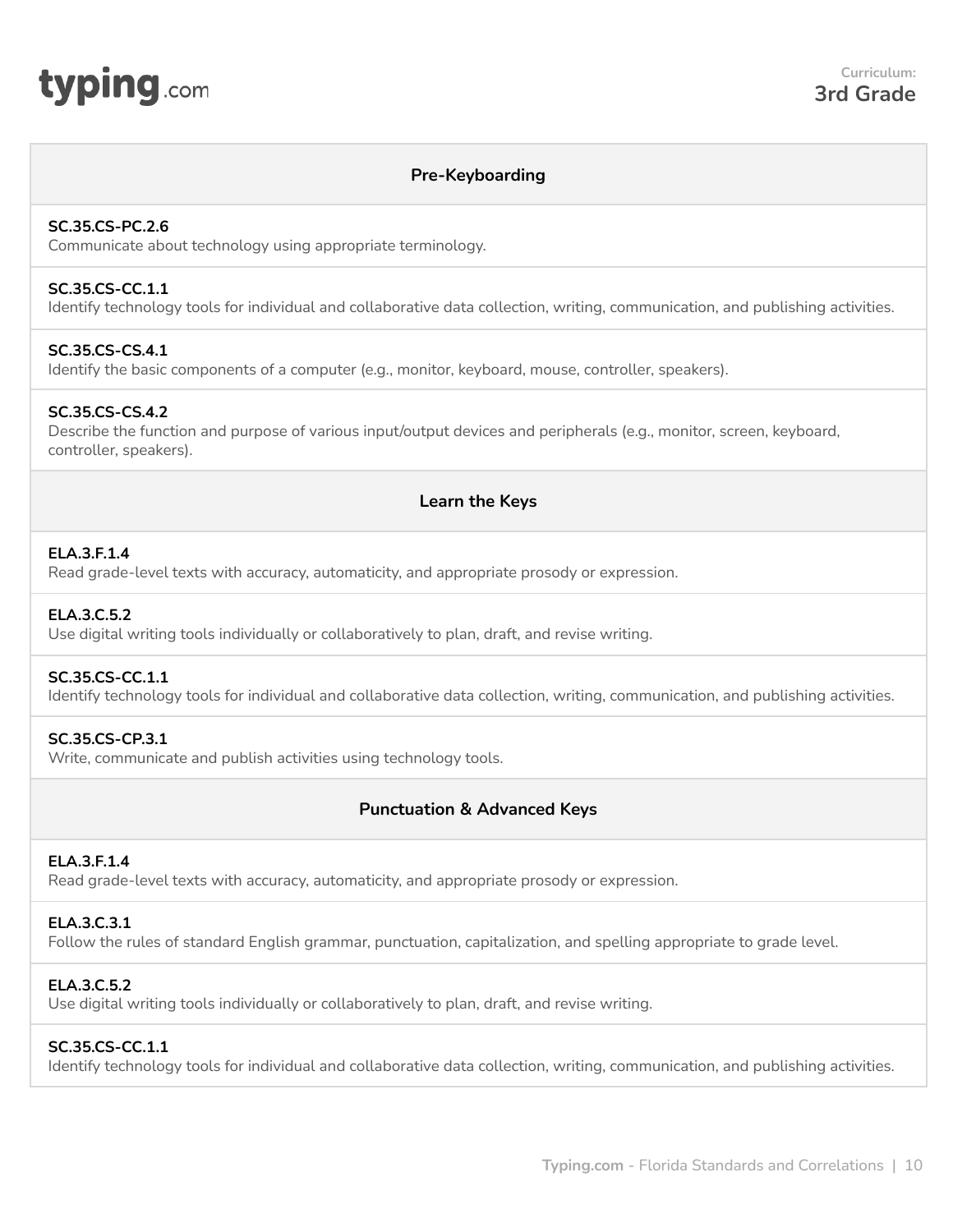**Curriculum:**
**3rd Grade**

## Pre-Keyboarding

**SC.35.CS-PC.2.6**
Communicate about technology using appropriate terminology.

**SC.35.CS-CC.1.1**
Identify technology tools for individual and collaborative data collection, writing, communication, and publishing activities.

**SC.35.CS-CS.4.1**
Identify the basic components of a computer (e.g., monitor, keyboard, mouse, controller, speakers).

**SC.35.CS-CS.4.2**
Describe the function and purpose of various input/output devices and peripherals (e.g., monitor, screen, keyboard, controller, speakers).

## Learn the Keys

**ELA.3.F.1.4**
Read grade-level texts with accuracy, automaticity, and appropriate prosody or expression.

**ELA.3.C.5.2**
Use digital writing tools individually or collaboratively to plan, draft, and revise writing.

**SC.35.CS-CC.1.1**
Identify technology tools for individual and collaborative data collection, writing, communication, and publishing activities.

**SC.35.CS-CP.3.1**
Write, communicate and publish activities using technology tools.

## Punctuation & Advanced Keys

**ELA.3.F.1.4**
Read grade-level texts with accuracy, automaticity, and appropriate prosody or expression.

**ELA.3.C.3.1**
Follow the rules of standard English grammar, punctuation, capitalization, and spelling appropriate to grade level.

**ELA.3.C.5.2**
Use digital writing tools individually or collaboratively to plan, draft, and revise writing.

**SC.35.CS-CC.1.1**
Identify technology tools for individual and collaborative data collection, writing, communication, and publishing activities.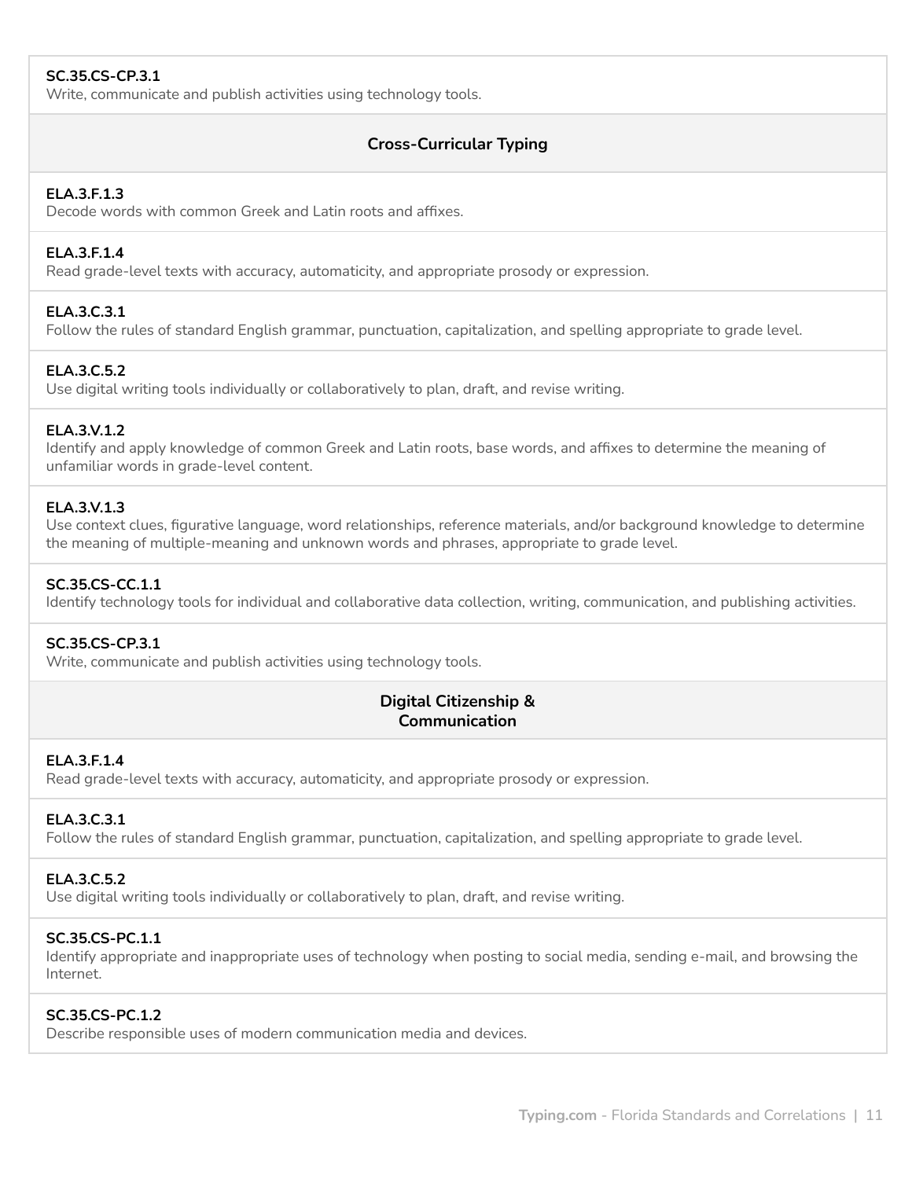**SC.35.CS-CP.3.1**
Write, communicate and publish activities using technology tools.

## Cross-Curricular Typing

**ELA.3.F.1.3**
Decode words with common Greek and Latin roots and affixes.

**ELA.3.F.1.4**
Read grade-level texts with accuracy, automaticity, and appropriate prosody or expression.

**ELA.3.C.3.1**
Follow the rules of standard English grammar, punctuation, capitalization, and spelling appropriate to grade level.

**ELA.3.C.5.2**
Use digital writing tools individually or collaboratively to plan, draft, and revise writing.

**ELA.3.V.1.2**
Identify and apply knowledge of common Greek and Latin roots, base words, and affixes to determine the meaning of unfamiliar words in grade-level content.

**ELA.3.V.1.3**
Use context clues, figurative language, word relationships, reference materials, and/or background knowledge to determine the meaning of multiple-meaning and unknown words and phrases, appropriate to grade level.

**SC.35.CS-CC.1.1**
Identify technology tools for individual and collaborative data collection, writing, communication, and publishing activities.

**SC.35.CS-CP.3.1**
Write, communicate and publish activities using technology tools.

## Digital Citizenship & Communication

**ELA.3.F.1.4**
Read grade-level texts with accuracy, automaticity, and appropriate prosody or expression.

**ELA.3.C.3.1**
Follow the rules of standard English grammar, punctuation, capitalization, and spelling appropriate to grade level.

**ELA.3.C.5.2**
Use digital writing tools individually or collaboratively to plan, draft, and revise writing.

**SC.35.CS-PC.1.1**
Identify appropriate and inappropriate uses of technology when posting to social media, sending e-mail, and browsing the Internet.

**SC.35.CS-PC.1.2**
Describe responsible uses of modern communication media and devices.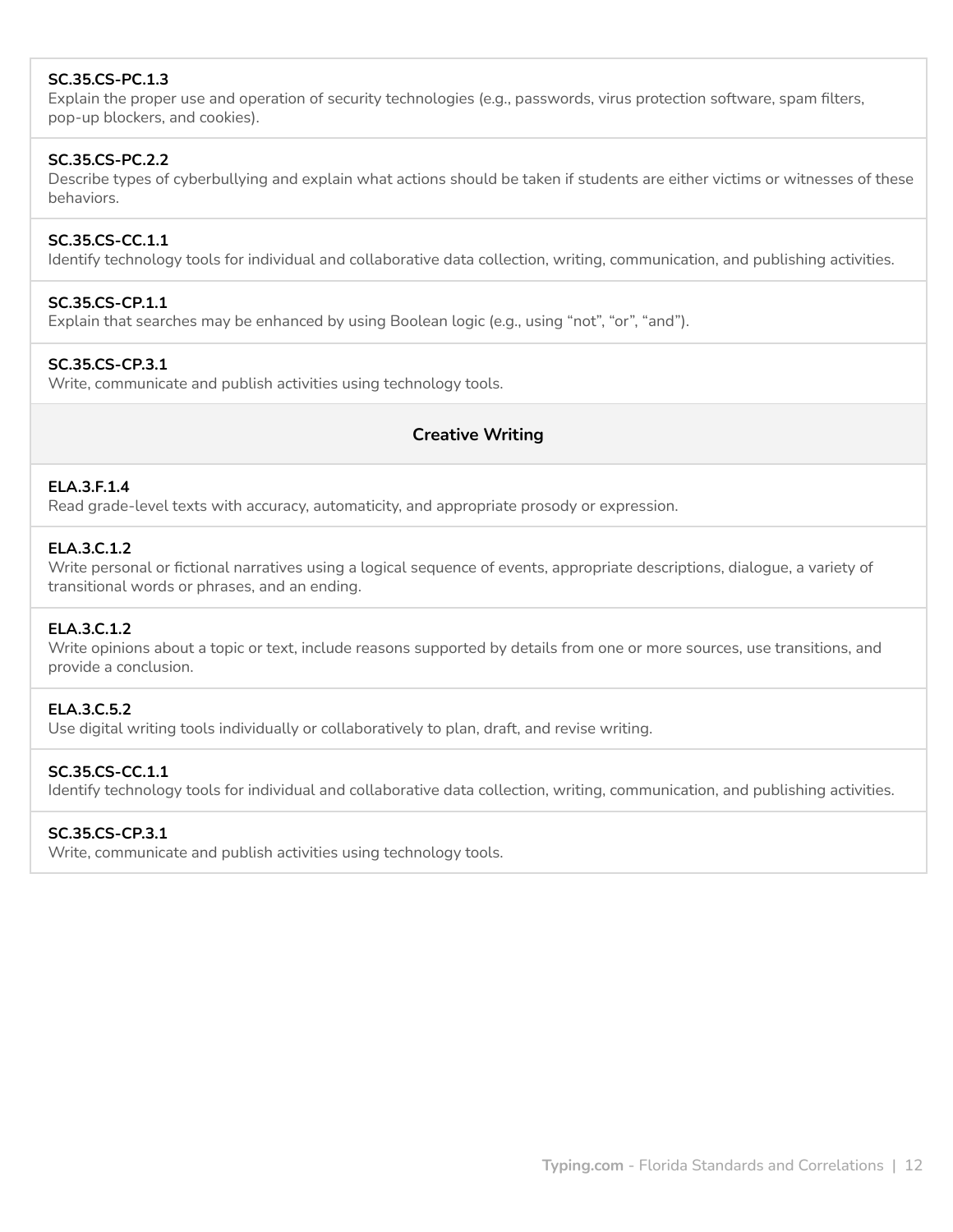**SC.35.CS-PC.1.3**
Explain the proper use and operation of security technologies (e.g., passwords, virus protection software, spam filters, pop-up blockers, and cookies).

**SC.35.CS-PC.2.2**
Describe types of cyberbullying and explain what actions should be taken if students are either victims or witnesses of these behaviors.

**SC.35.CS-CC.1.1**
Identify technology tools for individual and collaborative data collection, writing, communication, and publishing activities.

**SC.35.CS-CP.1.1**
Explain that searches may be enhanced by using Boolean logic (e.g., using "not", "or", "and").

**SC.35.CS-CP.3.1**
Write, communicate and publish activities using technology tools.

## Creative Writing

**ELA.3.F.1.4**
Read grade-level texts with accuracy, automaticity, and appropriate prosody or expression.

**ELA.3.C.1.2**
Write personal or fictional narratives using a logical sequence of events, appropriate descriptions, dialogue, a variety of transitional words or phrases, and an ending.

**ELA.3.C.1.2**
Write opinions about a topic or text, include reasons supported by details from one or more sources, use transitions, and provide a conclusion.

**ELA.3.C.5.2**
Use digital writing tools individually or collaboratively to plan, draft, and revise writing.

**SC.35.CS-CC.1.1**
Identify technology tools for individual and collaborative data collection, writing, communication, and publishing activities.

**SC.35.CS-CP.3.1**
Write, communicate and publish activities using technology tools.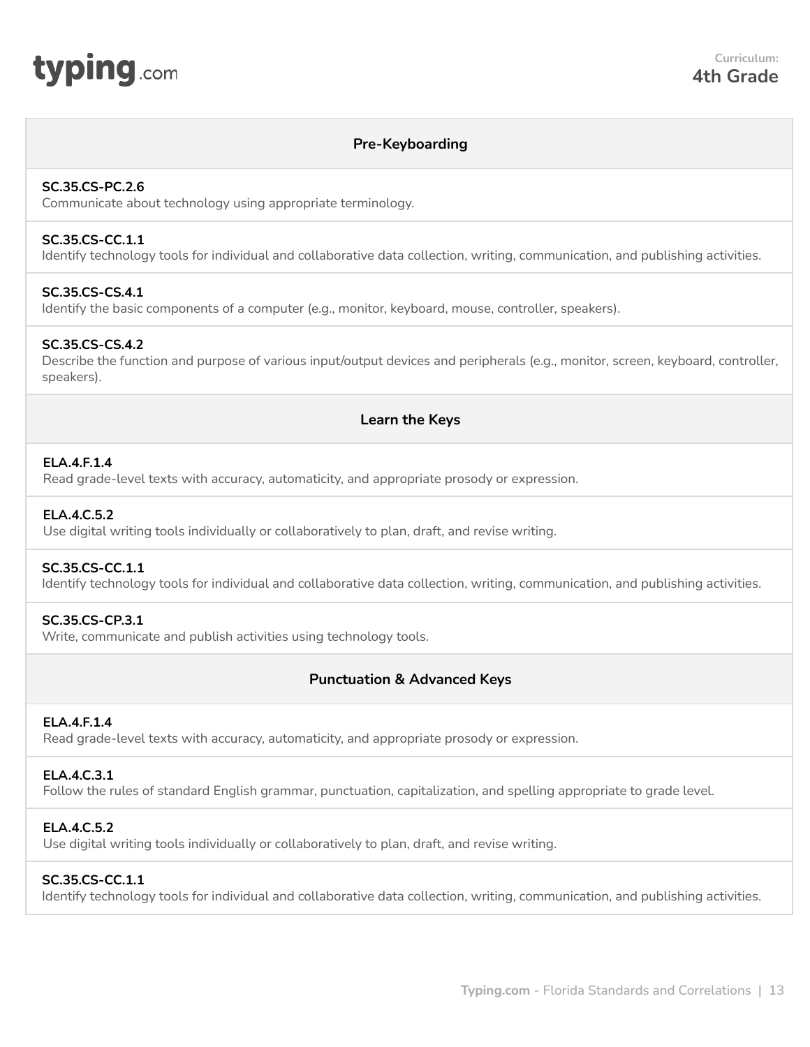**Curriculum:**
## 4th Grade

### Pre-Keyboarding

**SC.35.CS-PC.2.6**
Communicate about technology using appropriate terminology.

**SC.35.CS-CC.1.1**
Identify technology tools for individual and collaborative data collection, writing, communication, and publishing activities.

**SC.35.CS-CS.4.1**
Identify the basic components of a computer (e.g., monitor, keyboard, mouse, controller, speakers).

**SC.35.CS-CS.4.2**
Describe the function and purpose of various input/output devices and peripherals (e.g., monitor, screen, keyboard, controller, speakers).

### Learn the Keys

**ELA.4.F.1.4**
Read grade-level texts with accuracy, automaticity, and appropriate prosody or expression.

**ELA.4.C.5.2**
Use digital writing tools individually or collaboratively to plan, draft, and revise writing.

**SC.35.CS-CC.1.1**
Identify technology tools for individual and collaborative data collection, writing, communication, and publishing activities.

**SC.35.CS-CP.3.1**
Write, communicate and publish activities using technology tools.

### Punctuation & Advanced Keys

**ELA.4.F.1.4**
Read grade-level texts with accuracy, automaticity, and appropriate prosody or expression.

**ELA.4.C.3.1**
Follow the rules of standard English grammar, punctuation, capitalization, and spelling appropriate to grade level.

**ELA.4.C.5.2**
Use digital writing tools individually or collaboratively to plan, draft, and revise writing.

**SC.35.CS-CC.1.1**
Identify technology tools for individual and collaborative data collection, writing, communication, and publishing activities.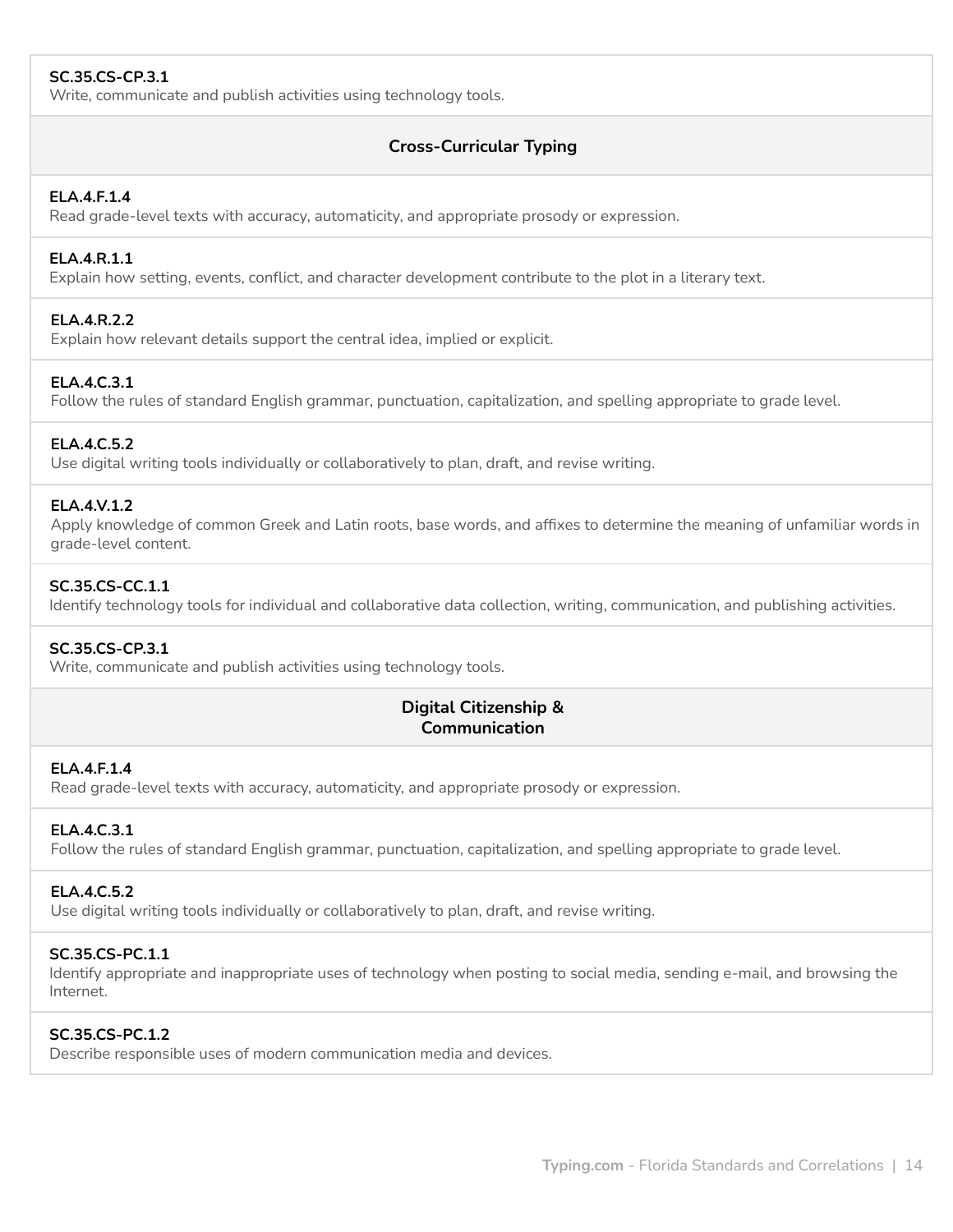**SC.35.CS-CP.3.1**
Write, communicate and publish activities using technology tools.

### Cross-Curricular Typing

**ELA.4.F.1.4**
Read grade-level texts with accuracy, automaticity, and appropriate prosody or expression.

**ELA.4.R.1.1**
Explain how setting, events, conflict, and character development contribute to the plot in a literary text.

**ELA.4.R.2.2**
Explain how relevant details support the central idea, implied or explicit.

**ELA.4.C.3.1**
Follow the rules of standard English grammar, punctuation, capitalization, and spelling appropriate to grade level.

**ELA.4.C.5.2**
Use digital writing tools individually or collaboratively to plan, draft, and revise writing.

**ELA.4.V.1.2**
Apply knowledge of common Greek and Latin roots, base words, and affixes to determine the meaning of unfamiliar words in grade-level content.

**SC.35.CS-CC.1.1**
Identify technology tools for individual and collaborative data collection, writing, communication, and publishing activities.

**SC.35.CS-CP.3.1**
Write, communicate and publish activities using technology tools.

### Digital Citizenship & Communication

**ELA.4.F.1.4**
Read grade-level texts with accuracy, automaticity, and appropriate prosody or expression.

**ELA.4.C.3.1**
Follow the rules of standard English grammar, punctuation, capitalization, and spelling appropriate to grade level.

**ELA.4.C.5.2**
Use digital writing tools individually or collaboratively to plan, draft, and revise writing.

**SC.35.CS-PC.1.1**
Identify appropriate and inappropriate uses of technology when posting to social media, sending e-mail, and browsing the Internet.

**SC.35.CS-PC.1.2**
Describe responsible uses of modern communication media and devices.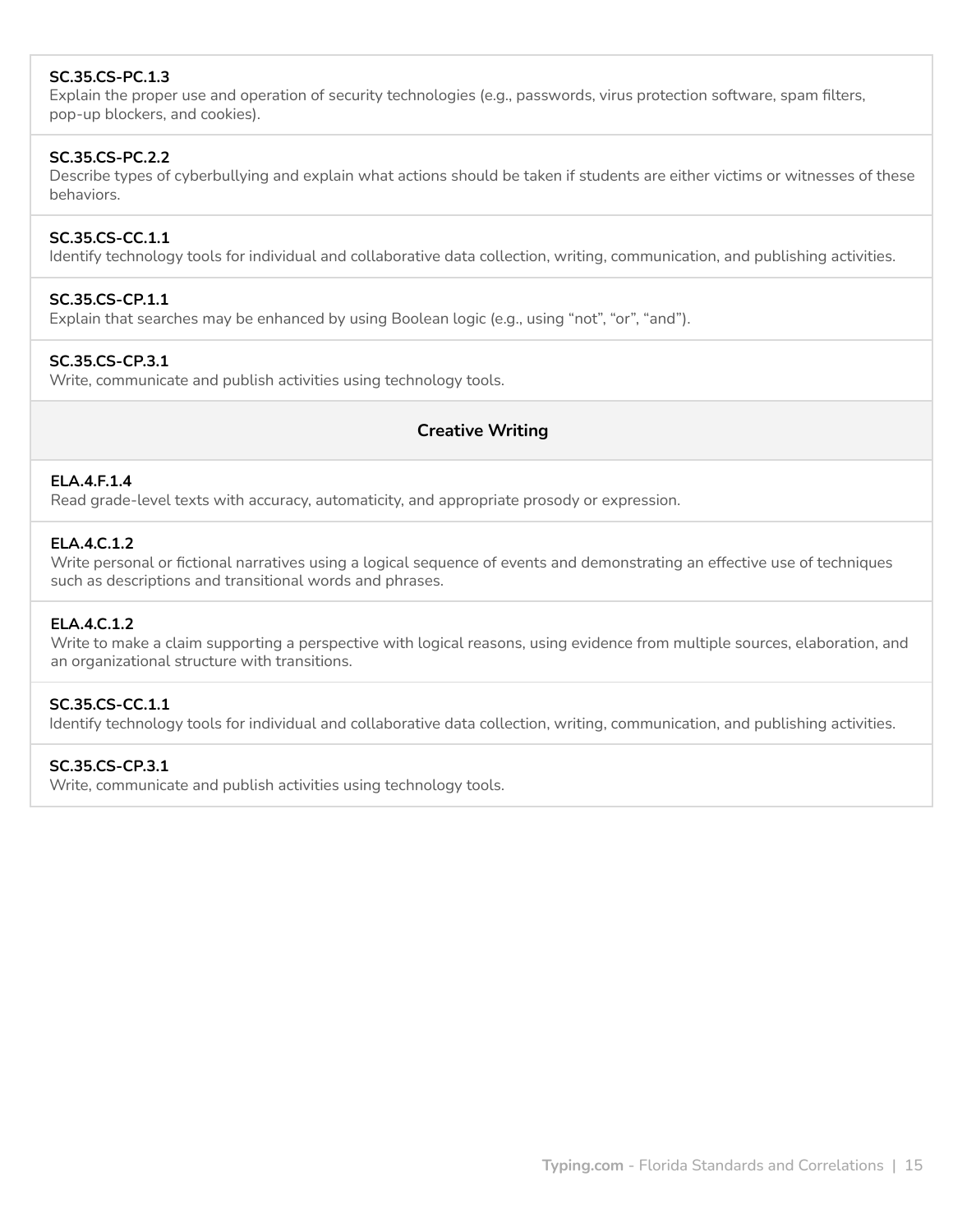**SC.35.CS-PC.1.3**
Explain the proper use and operation of security technologies (e.g., passwords, virus protection software, spam filters, pop-up blockers, and cookies).

**SC.35.CS-PC.2.2**
Describe types of cyberbullying and explain what actions should be taken if students are either victims or witnesses of these behaviors.

**SC.35.CS-CC.1.1**
Identify technology tools for individual and collaborative data collection, writing, communication, and publishing activities.

**SC.35.CS-CP.1.1**
Explain that searches may be enhanced by using Boolean logic (e.g., using "not", "or", "and").

**SC.35.CS-CP.3.1**
Write, communicate and publish activities using technology tools.

## Creative Writing

**ELA.4.F.1.4**
Read grade-level texts with accuracy, automaticity, and appropriate prosody or expression.

**ELA.4.C.1.2**
Write personal or fictional narratives using a logical sequence of events and demonstrating an effective use of techniques such as descriptions and transitional words and phrases.

**ELA.4.C.1.2**
Write to make a claim supporting a perspective with logical reasons, using evidence from multiple sources, elaboration, and an organizational structure with transitions.

**SC.35.CS-CC.1.1**
Identify technology tools for individual and collaborative data collection, writing, communication, and publishing activities.

**SC.35.CS-CP.3.1**
Write, communicate and publish activities using technology tools.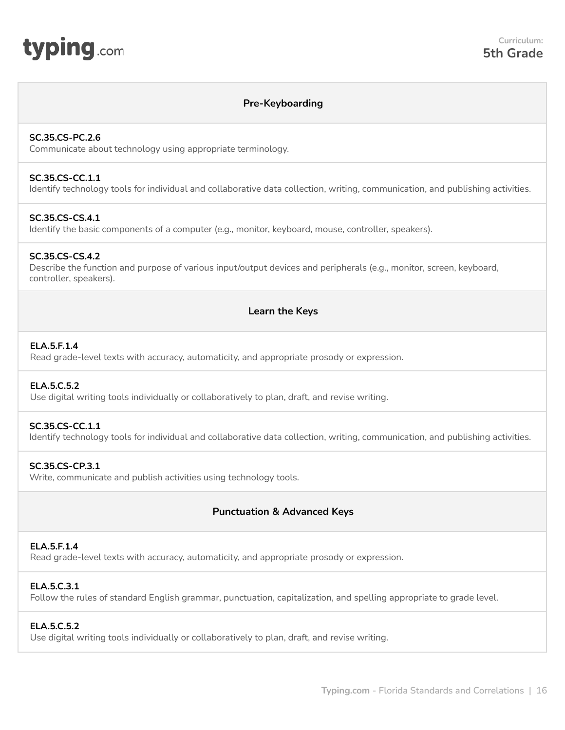**Curriculum: 5th Grade**

## Pre-Keyboarding

**SC.35.CS-PC.2.6**
Communicate about technology using appropriate terminology.

**SC.35.CS-CC.1.1**
Identify technology tools for individual and collaborative data collection, writing, communication, and publishing activities.

**SC.35.CS-CS.4.1**
Identify the basic components of a computer (e.g., monitor, keyboard, mouse, controller, speakers).

**SC.35.CS-CS.4.2**
Describe the function and purpose of various input/output devices and peripherals (e.g., monitor, screen, keyboard, controller, speakers).

## Learn the Keys

**ELA.5.F.1.4**
Read grade-level texts with accuracy, automaticity, and appropriate prosody or expression.

**ELA.5.C.5.2**
Use digital writing tools individually or collaboratively to plan, draft, and revise writing.

**SC.35.CS-CC.1.1**
Identify technology tools for individual and collaborative data collection, writing, communication, and publishing activities.

**SC.35.CS-CP.3.1**
Write, communicate and publish activities using technology tools.

## Punctuation & Advanced Keys

**ELA.5.F.1.4**
Read grade-level texts with accuracy, automaticity, and appropriate prosody or expression.

**ELA.5.C.3.1**
Follow the rules of standard English grammar, punctuation, capitalization, and spelling appropriate to grade level.

**ELA.5.C.5.2**
Use digital writing tools individually or collaboratively to plan, draft, and revise writing.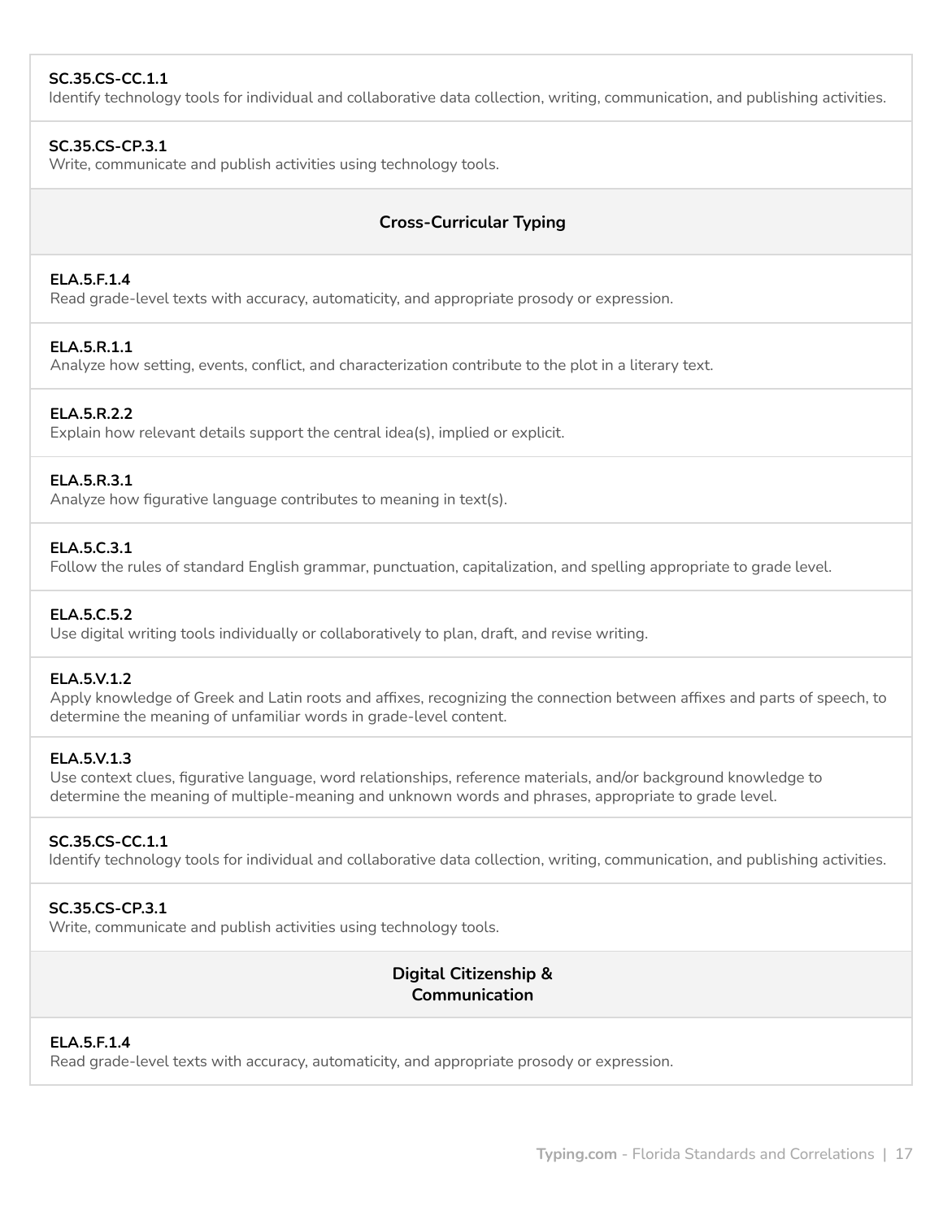**SC.35.CS-CC.1.1**
Identify technology tools for individual and collaborative data collection, writing, communication, and publishing activities.

**SC.35.CS-CP.3.1**
Write, communicate and publish activities using technology tools.

### Cross-Curricular Typing

**ELA.5.F.1.4**
Read grade-level texts with accuracy, automaticity, and appropriate prosody or expression.

**ELA.5.R.1.1**
Analyze how setting, events, conflict, and characterization contribute to the plot in a literary text.

**ELA.5.R.2.2**
Explain how relevant details support the central idea(s), implied or explicit.

**ELA.5.R.3.1**
Analyze how figurative language contributes to meaning in text(s).

**ELA.5.C.3.1**
Follow the rules of standard English grammar, punctuation, capitalization, and spelling appropriate to grade level.

**ELA.5.C.5.2**
Use digital writing tools individually or collaboratively to plan, draft, and revise writing.

**ELA.5.V.1.2**
Apply knowledge of Greek and Latin roots and affixes, recognizing the connection between affixes and parts of speech, to determine the meaning of unfamiliar words in grade-level content.

**ELA.5.V.1.3**
Use context clues, figurative language, word relationships, reference materials, and/or background knowledge to determine the meaning of multiple-meaning and unknown words and phrases, appropriate to grade level.

**SC.35.CS-CC.1.1**
Identify technology tools for individual and collaborative data collection, writing, communication, and publishing activities.

**SC.35.CS-CP.3.1**
Write, communicate and publish activities using technology tools.

### Digital Citizenship & Communication

**ELA.5.F.1.4**
Read grade-level texts with accuracy, automaticity, and appropriate prosody or expression.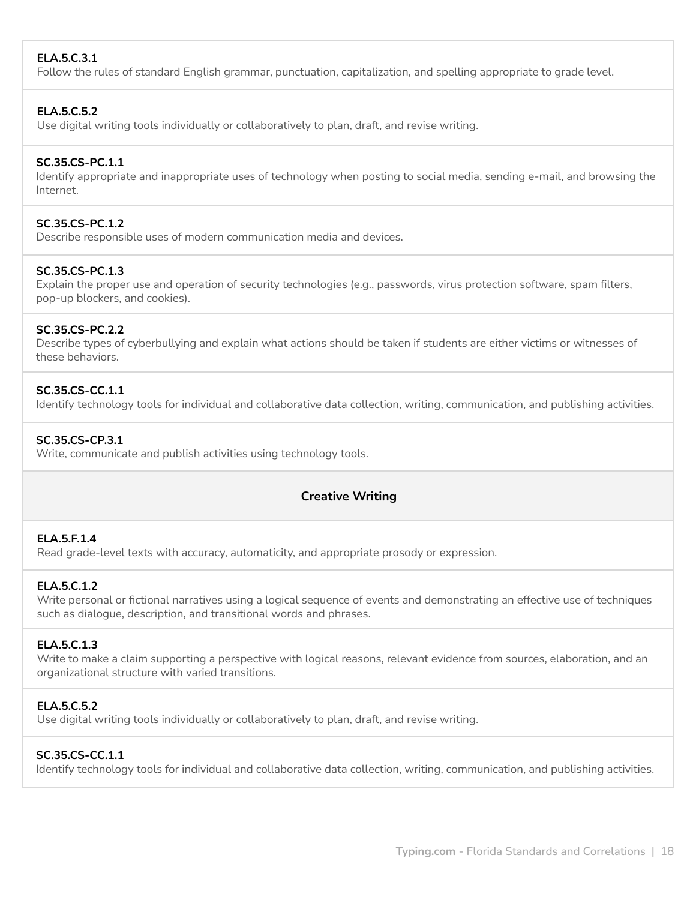| Standard |
| --- |
| **ELA.5.C.3.1**<br>Follow the rules of standard English grammar, punctuation, capitalization, and spelling appropriate to grade level. |
| **ELA.5.C.5.2**<br>Use digital writing tools individually or collaboratively to plan, draft, and revise writing. |
| **SC.35.CS-PC.1.1**<br>Identify appropriate and inappropriate uses of technology when posting to social media, sending e-mail, and browsing the Internet. |
| **SC.35.CS-PC.1.2**<br>Describe responsible uses of modern communication media and devices. |
| **SC.35.CS-PC.1.3**<br>Explain the proper use and operation of security technologies (e.g., passwords, virus protection software, spam filters, pop-up blockers, and cookies). |
| **SC.35.CS-PC.2.2**<br>Describe types of cyberbullying and explain what actions should be taken if students are either victims or witnesses of these behaviors. |
| **SC.35.CS-CC.1.1**<br>Identify technology tools for individual and collaborative data collection, writing, communication, and publishing activities. |
| **SC.35.CS-CP.3.1**<br>Write, communicate and publish activities using technology tools. |
| **Creative Writing** |
| **ELA.5.F.1.4**<br>Read grade-level texts with accuracy, automaticity, and appropriate prosody or expression. |
| **ELA.5.C.1.2**<br>Write personal or fictional narratives using a logical sequence of events and demonstrating an effective use of techniques such as dialogue, description, and transitional words and phrases. |
| **ELA.5.C.1.3**<br>Write to make a claim supporting a perspective with logical reasons, relevant evidence from sources, elaboration, and an organizational structure with varied transitions. |
| **ELA.5.C.5.2**<br>Use digital writing tools individually or collaboratively to plan, draft, and revise writing. |
| **SC.35.CS-CC.1.1**<br>Identify technology tools for individual and collaborative data collection, writing, communication, and publishing activities. |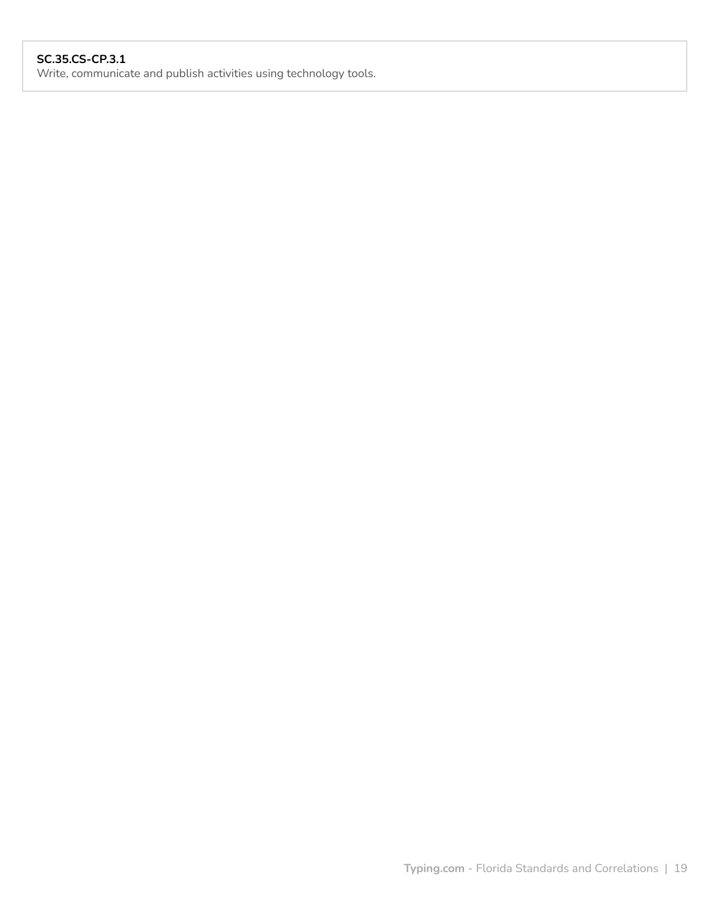**SC.35.CS-CP.3.1**
Write, communicate and publish activities using technology tools.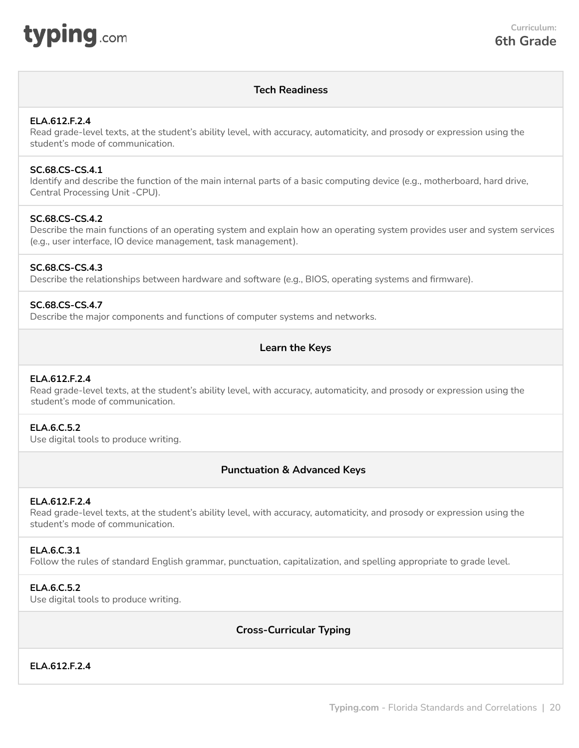## Tech Readiness

**ELA.612.F.2.4**
Read grade-level texts, at the student's ability level, with accuracy, automaticity, and prosody or expression using the student's mode of communication.

**SC.68.CS-CS.4.1**
Identify and describe the function of the main internal parts of a basic computing device (e.g., motherboard, hard drive, Central Processing Unit -CPU).

**SC.68.CS-CS.4.2**
Describe the main functions of an operating system and explain how an operating system provides user and system services (e.g., user interface, IO device management, task management).

**SC.68.CS-CS.4.3**
Describe the relationships between hardware and software (e.g., BIOS, operating systems and firmware).

**SC.68.CS-CS.4.7**
Describe the major components and functions of computer systems and networks.

## Learn the Keys

**ELA.612.F.2.4**
Read grade-level texts, at the student's ability level, with accuracy, automaticity, and prosody or expression using the student's mode of communication.

**ELA.6.C.5.2**
Use digital tools to produce writing.

## Punctuation & Advanced Keys

**ELA.612.F.2.4**
Read grade-level texts, at the student's ability level, with accuracy, automaticity, and prosody or expression using the student's mode of communication.

**ELA.6.C.3.1**
Follow the rules of standard English grammar, punctuation, capitalization, and spelling appropriate to grade level.

**ELA.6.C.5.2**
Use digital tools to produce writing.

## Cross-Curricular Typing

**ELA.612.F.2.4**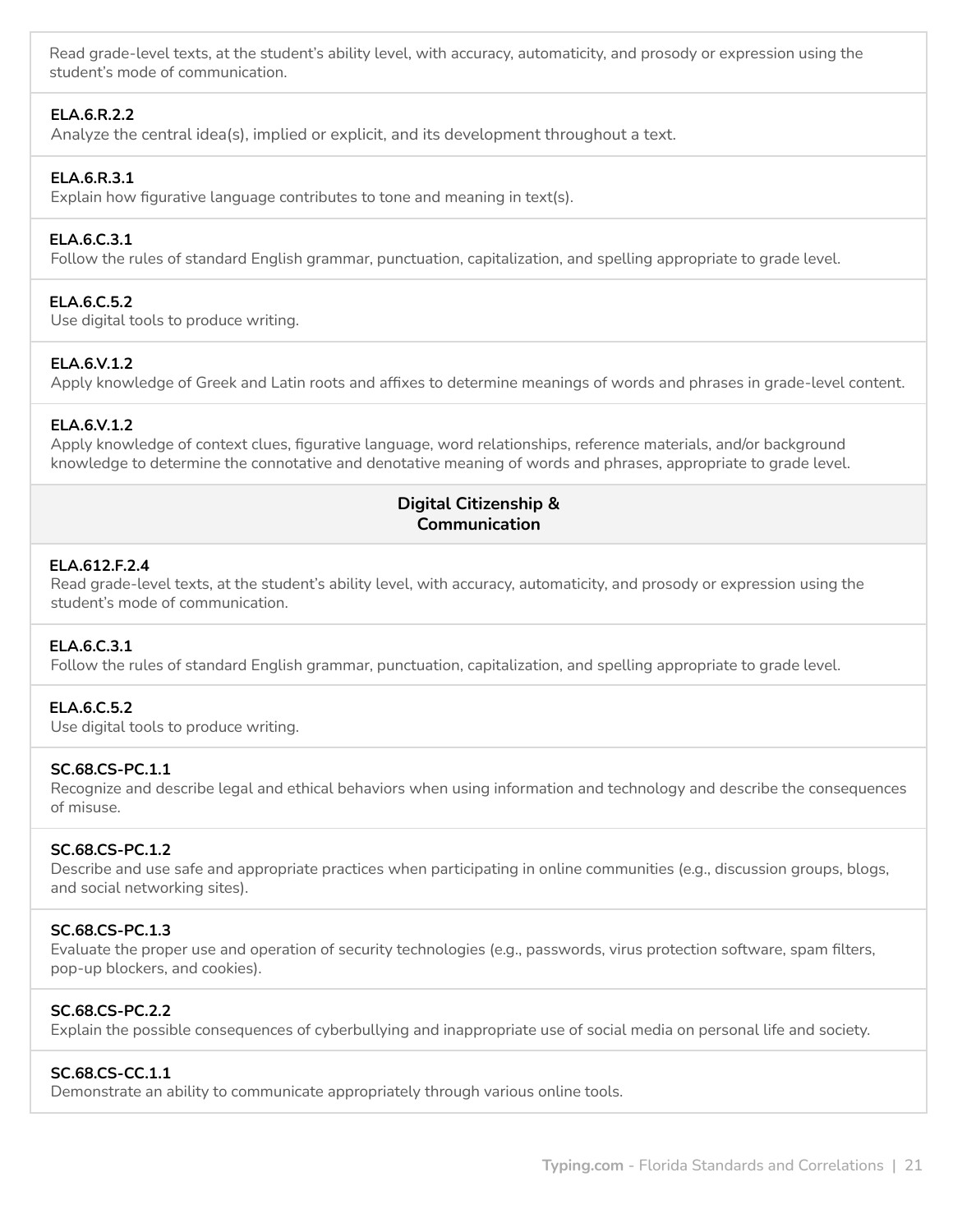Read grade-level texts, at the student's ability level, with accuracy, automaticity, and prosody or expression using the student's mode of communication.

**ELA.6.R.2.2**
Analyze the central idea(s), implied or explicit, and its development throughout a text.

**ELA.6.R.3.1**
Explain how figurative language contributes to tone and meaning in text(s).

**ELA.6.C.3.1**
Follow the rules of standard English grammar, punctuation, capitalization, and spelling appropriate to grade level.

**ELA.6.C.5.2**
Use digital tools to produce writing.

**ELA.6.V.1.2**
Apply knowledge of Greek and Latin roots and affixes to determine meanings of words and phrases in grade-level content.

**ELA.6.V.1.2**
Apply knowledge of context clues, figurative language, word relationships, reference materials, and/or background knowledge to determine the connotative and denotative meaning of words and phrases, appropriate to grade level.

## Digital Citizenship & Communication

**ELA.612.F.2.4**
Read grade-level texts, at the student's ability level, with accuracy, automaticity, and prosody or expression using the student's mode of communication.

**ELA.6.C.3.1**
Follow the rules of standard English grammar, punctuation, capitalization, and spelling appropriate to grade level.

**ELA.6.C.5.2**
Use digital tools to produce writing.

**SC.68.CS-PC.1.1**
Recognize and describe legal and ethical behaviors when using information and technology and describe the consequences of misuse.

**SC.68.CS-PC.1.2**
Describe and use safe and appropriate practices when participating in online communities (e.g., discussion groups, blogs, and social networking sites).

**SC.68.CS-PC.1.3**
Evaluate the proper use and operation of security technologies (e.g., passwords, virus protection software, spam filters, pop-up blockers, and cookies).

**SC.68.CS-PC.2.2**
Explain the possible consequences of cyberbullying and inappropriate use of social media on personal life and society.

**SC.68.CS-CC.1.1**
Demonstrate an ability to communicate appropriately through various online tools.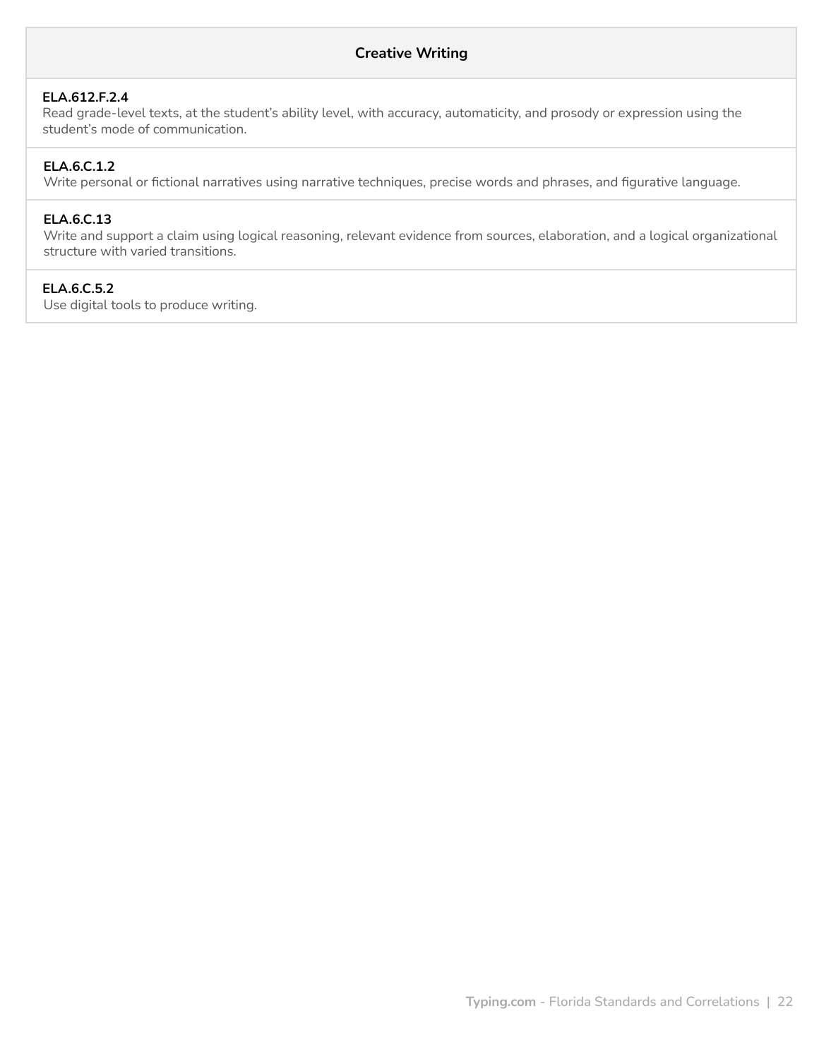| Creative Writing |
|---|
| **ELA.612.F.2.4**<br>Read grade-level texts, at the student's ability level, with accuracy, automaticity, and prosody or expression using the student's mode of communication. |
| **ELA.6.C.1.2**<br>Write personal or fictional narratives using narrative techniques, precise words and phrases, and figurative language. |
| **ELA.6.C.13**<br>Write and support a claim using logical reasoning, relevant evidence from sources, elaboration, and a logical organizational structure with varied transitions. |
| **ELA.6.C.5.2**<br>Use digital tools to produce writing. |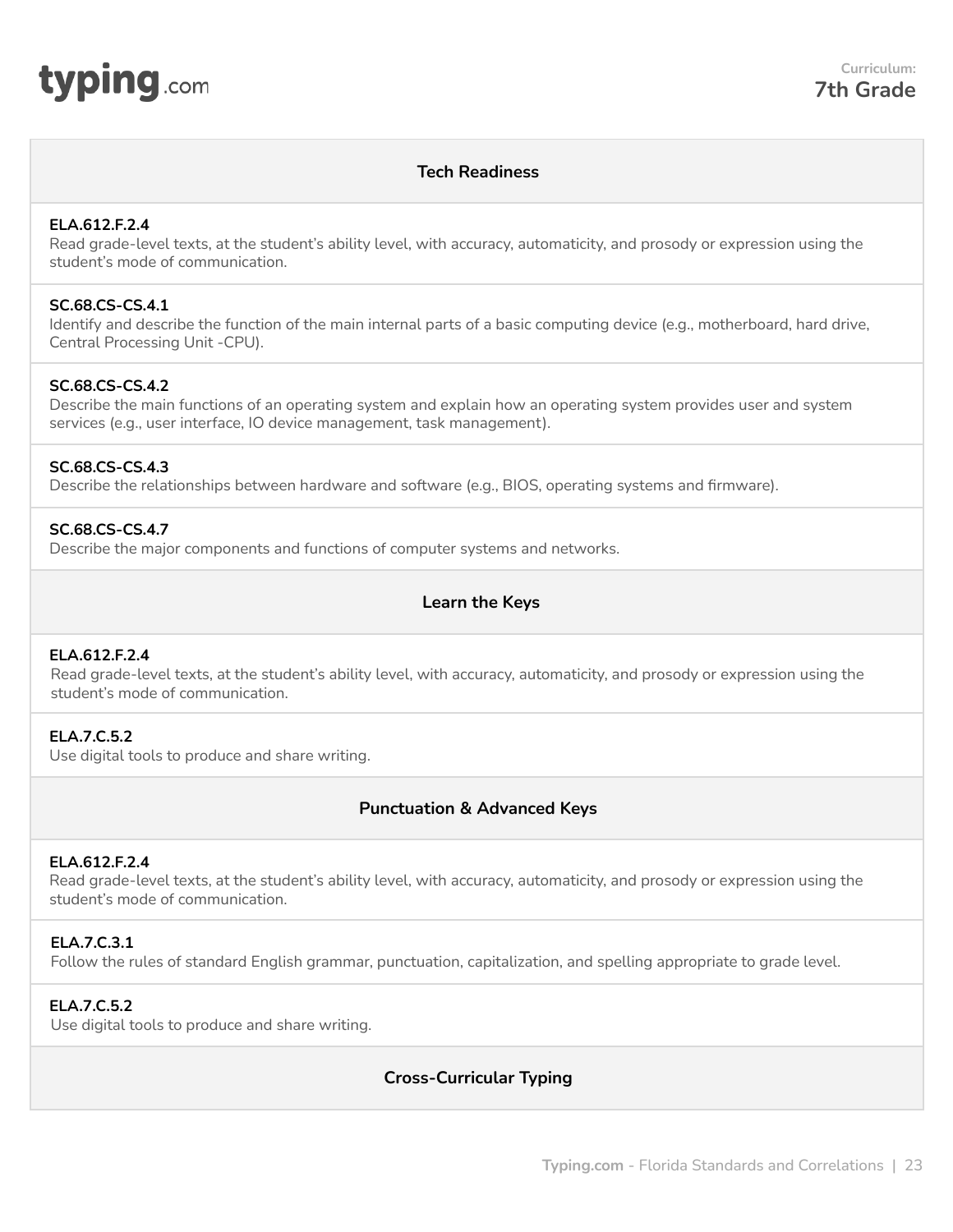## Tech Readiness

**ELA.612.F.2.4**
Read grade-level texts, at the student's ability level, with accuracy, automaticity, and prosody or expression using the student's mode of communication.

**SC.68.CS-CS.4.1**
Identify and describe the function of the main internal parts of a basic computing device (e.g., motherboard, hard drive, Central Processing Unit -CPU).

**SC.68.CS-CS.4.2**
Describe the main functions of an operating system and explain how an operating system provides user and system services (e.g., user interface, IO device management, task management).

**SC.68.CS-CS.4.3**
Describe the relationships between hardware and software (e.g., BIOS, operating systems and firmware).

**SC.68.CS-CS.4.7**
Describe the major components and functions of computer systems and networks.

## Learn the Keys

**ELA.612.F.2.4**
Read grade-level texts, at the student's ability level, with accuracy, automaticity, and prosody or expression using the student's mode of communication.

**ELA.7.C.5.2**
Use digital tools to produce and share writing.

## Punctuation & Advanced Keys

**ELA.612.F.2.4**
Read grade-level texts, at the student's ability level, with accuracy, automaticity, and prosody or expression using the student's mode of communication.

**ELA.7.C.3.1**
Follow the rules of standard English grammar, punctuation, capitalization, and spelling appropriate to grade level.

**ELA.7.C.5.2**
Use digital tools to produce and share writing.

## Cross-Curricular Typing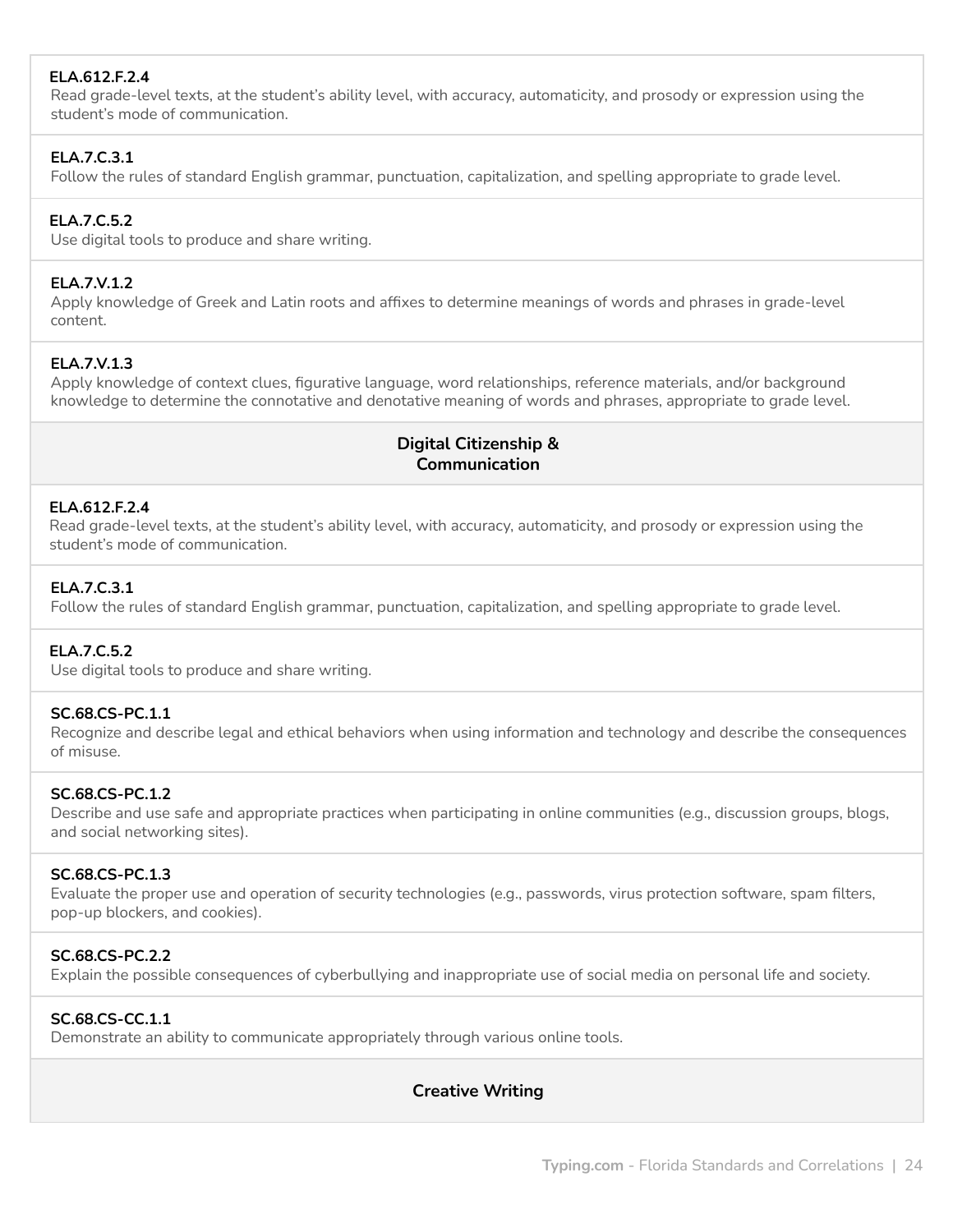**ELA.612.F.2.4**
Read grade-level texts, at the student's ability level, with accuracy, automaticity, and prosody or expression using the student's mode of communication.

**ELA.7.C.3.1**
Follow the rules of standard English grammar, punctuation, capitalization, and spelling appropriate to grade level.

**ELA.7.C.5.2**
Use digital tools to produce and share writing.

**ELA.7.V.1.2**
Apply knowledge of Greek and Latin roots and affixes to determine meanings of words and phrases in grade-level content.

**ELA.7.V.1.3**
Apply knowledge of context clues, figurative language, word relationships, reference materials, and/or background knowledge to determine the connotative and denotative meaning of words and phrases, appropriate to grade level.

## Digital Citizenship & Communication

**ELA.612.F.2.4**
Read grade-level texts, at the student's ability level, with accuracy, automaticity, and prosody or expression using the student's mode of communication.

**ELA.7.C.3.1**
Follow the rules of standard English grammar, punctuation, capitalization, and spelling appropriate to grade level.

**ELA.7.C.5.2**
Use digital tools to produce and share writing.

**SC.68.CS-PC.1.1**
Recognize and describe legal and ethical behaviors when using information and technology and describe the consequences of misuse.

**SC.68.CS-PC.1.2**
Describe and use safe and appropriate practices when participating in online communities (e.g., discussion groups, blogs, and social networking sites).

**SC.68.CS-PC.1.3**
Evaluate the proper use and operation of security technologies (e.g., passwords, virus protection software, spam filters, pop-up blockers, and cookies).

**SC.68.CS-PC.2.2**
Explain the possible consequences of cyberbullying and inappropriate use of social media on personal life and society.

**SC.68.CS-CC.1.1**
Demonstrate an ability to communicate appropriately through various online tools.

## Creative Writing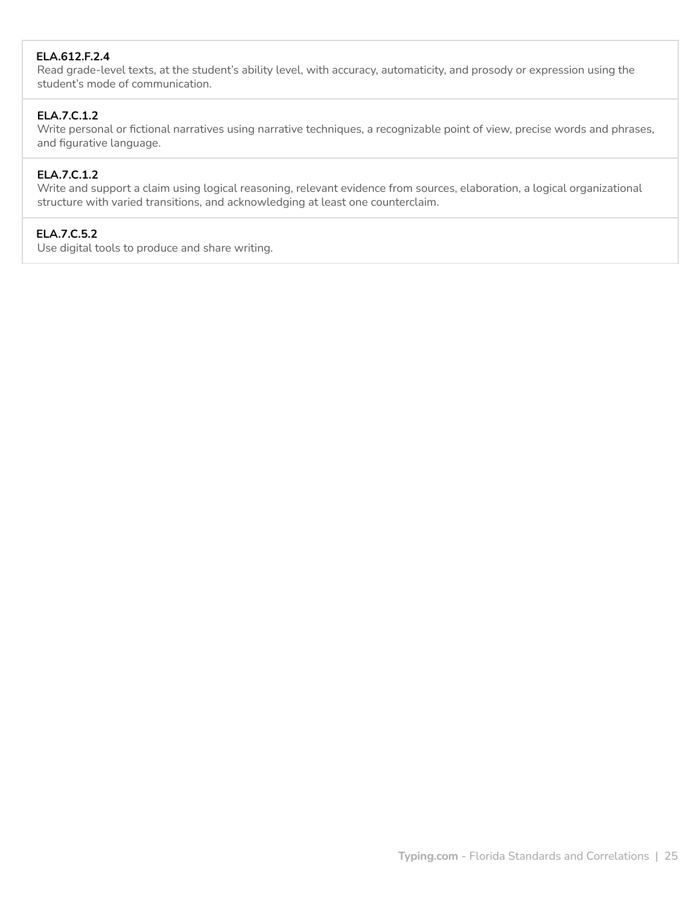**ELA.612.F.2.4**
Read grade-level texts, at the student's ability level, with accuracy, automaticity, and prosody or expression using the student's mode of communication.

**ELA.7.C.1.2**
Write personal or fictional narratives using narrative techniques, a recognizable point of view, precise words and phrases, and figurative language.

**ELA.7.C.1.2**
Write and support a claim using logical reasoning, relevant evidence from sources, elaboration, a logical organizational structure with varied transitions, and acknowledging at least one counterclaim.

**ELA.7.C.5.2**
Use digital tools to produce and share writing.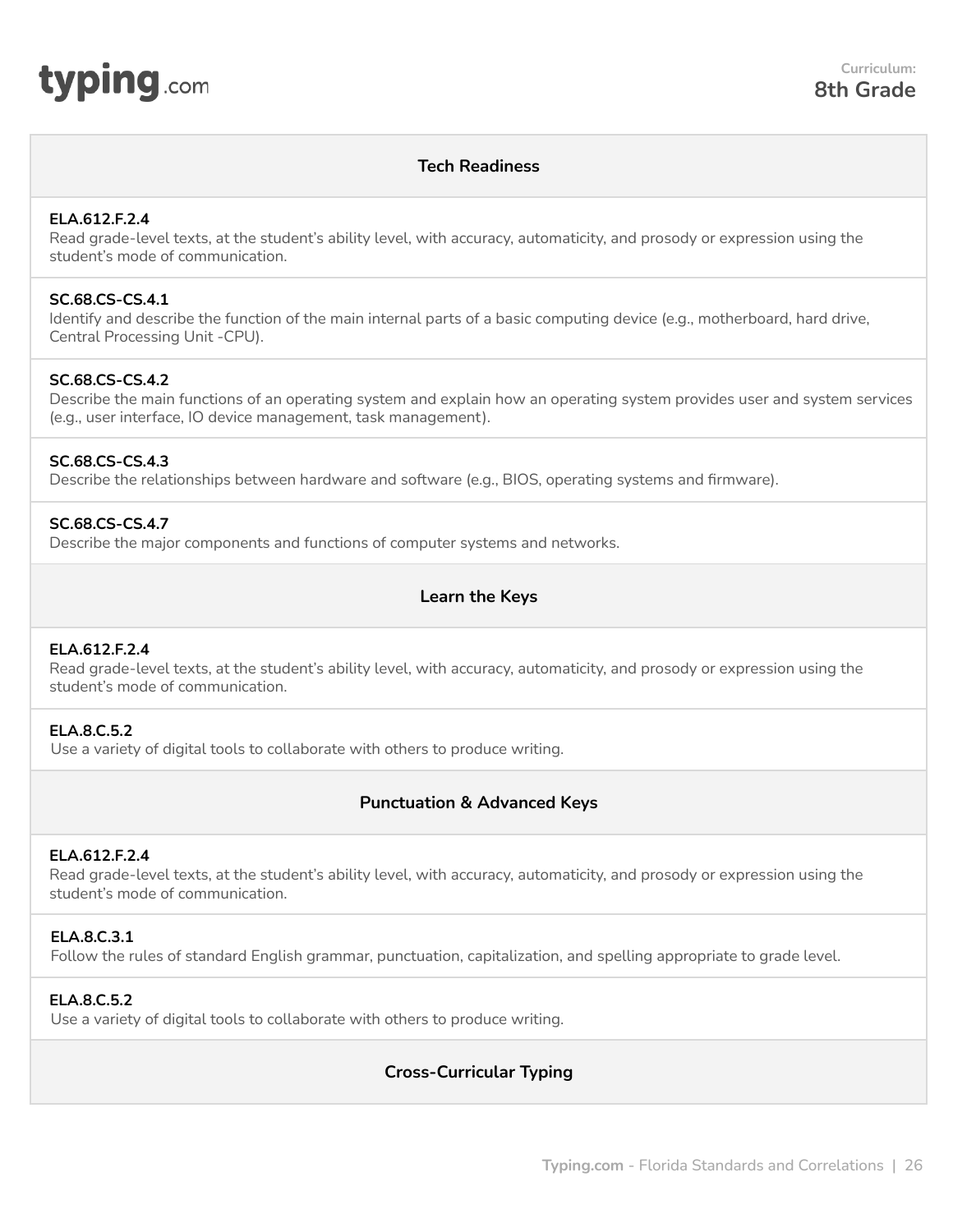**Curriculum:**
**8th Grade**

| Tech Readiness |
|---|
| **ELA.612.F.2.4**<br>Read grade-level texts, at the student's ability level, with accuracy, automaticity, and prosody or expression using the student's mode of communication. |
| **SC.68.CS-CS.4.1**<br>Identify and describe the function of the main internal parts of a basic computing device (e.g., motherboard, hard drive, Central Processing Unit -CPU). |
| **SC.68.CS-CS.4.2**<br>Describe the main functions of an operating system and explain how an operating system provides user and system services (e.g., user interface, IO device management, task management). |
| **SC.68.CS-CS.4.3**<br>Describe the relationships between hardware and software (e.g., BIOS, operating systems and firmware). |
| **SC.68.CS-CS.4.7**<br>Describe the major components and functions of computer systems and networks. |
| **Learn the Keys** |
| **ELA.612.F.2.4**<br>Read grade-level texts, at the student's ability level, with accuracy, automaticity, and prosody or expression using the student's mode of communication. |
| **ELA.8.C.5.2**<br>Use a variety of digital tools to collaborate with others to produce writing. |
| **Punctuation & Advanced Keys** |
| **ELA.612.F.2.4**<br>Read grade-level texts, at the student's ability level, with accuracy, automaticity, and prosody or expression using the student's mode of communication. |
| **ELA.8.C.3.1**<br>Follow the rules of standard English grammar, punctuation, capitalization, and spelling appropriate to grade level. |
| **ELA.8.C.5.2**<br>Use a variety of digital tools to collaborate with others to produce writing. |
| **Cross-Curricular Typing** |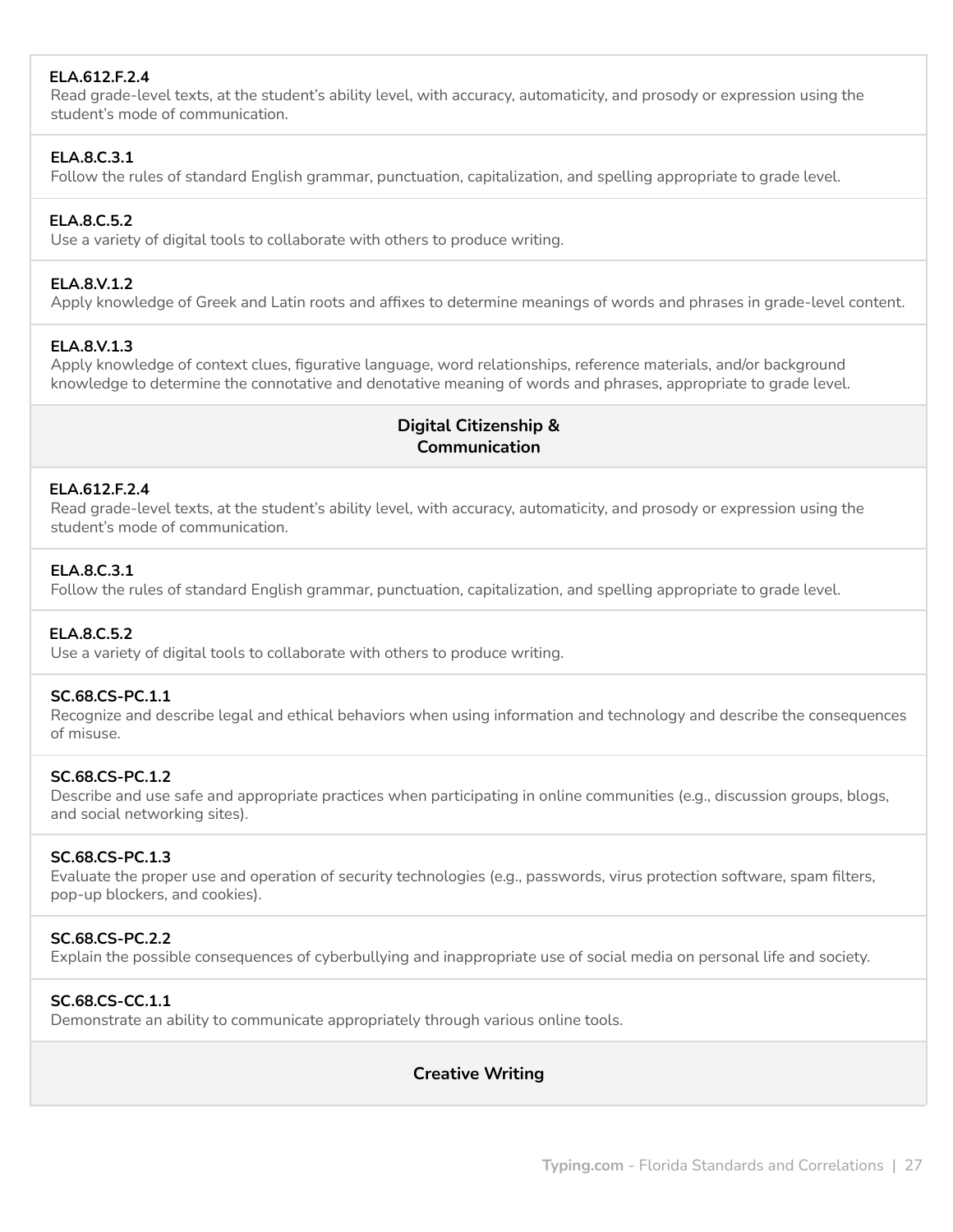**ELA.612.F.2.4**
Read grade-level texts, at the student's ability level, with accuracy, automaticity, and prosody or expression using the student's mode of communication.

**ELA.8.C.3.1**
Follow the rules of standard English grammar, punctuation, capitalization, and spelling appropriate to grade level.

**ELA.8.C.5.2**
Use a variety of digital tools to collaborate with others to produce writing.

**ELA.8.V.1.2**
Apply knowledge of Greek and Latin roots and affixes to determine meanings of words and phrases in grade-level content.

**ELA.8.V.1.3**
Apply knowledge of context clues, figurative language, word relationships, reference materials, and/or background knowledge to determine the connotative and denotative meaning of words and phrases, appropriate to grade level.

## Digital Citizenship & Communication

**ELA.612.F.2.4**
Read grade-level texts, at the student's ability level, with accuracy, automaticity, and prosody or expression using the student's mode of communication.

**ELA.8.C.3.1**
Follow the rules of standard English grammar, punctuation, capitalization, and spelling appropriate to grade level.

**ELA.8.C.5.2**
Use a variety of digital tools to collaborate with others to produce writing.

**SC.68.CS-PC.1.1**
Recognize and describe legal and ethical behaviors when using information and technology and describe the consequences of misuse.

**SC.68.CS-PC.1.2**
Describe and use safe and appropriate practices when participating in online communities (e.g., discussion groups, blogs, and social networking sites).

**SC.68.CS-PC.1.3**
Evaluate the proper use and operation of security technologies (e.g., passwords, virus protection software, spam filters, pop-up blockers, and cookies).

**SC.68.CS-PC.2.2**
Explain the possible consequences of cyberbullying and inappropriate use of social media on personal life and society.

**SC.68.CS-CC.1.1**
Demonstrate an ability to communicate appropriately through various online tools.

## Creative Writing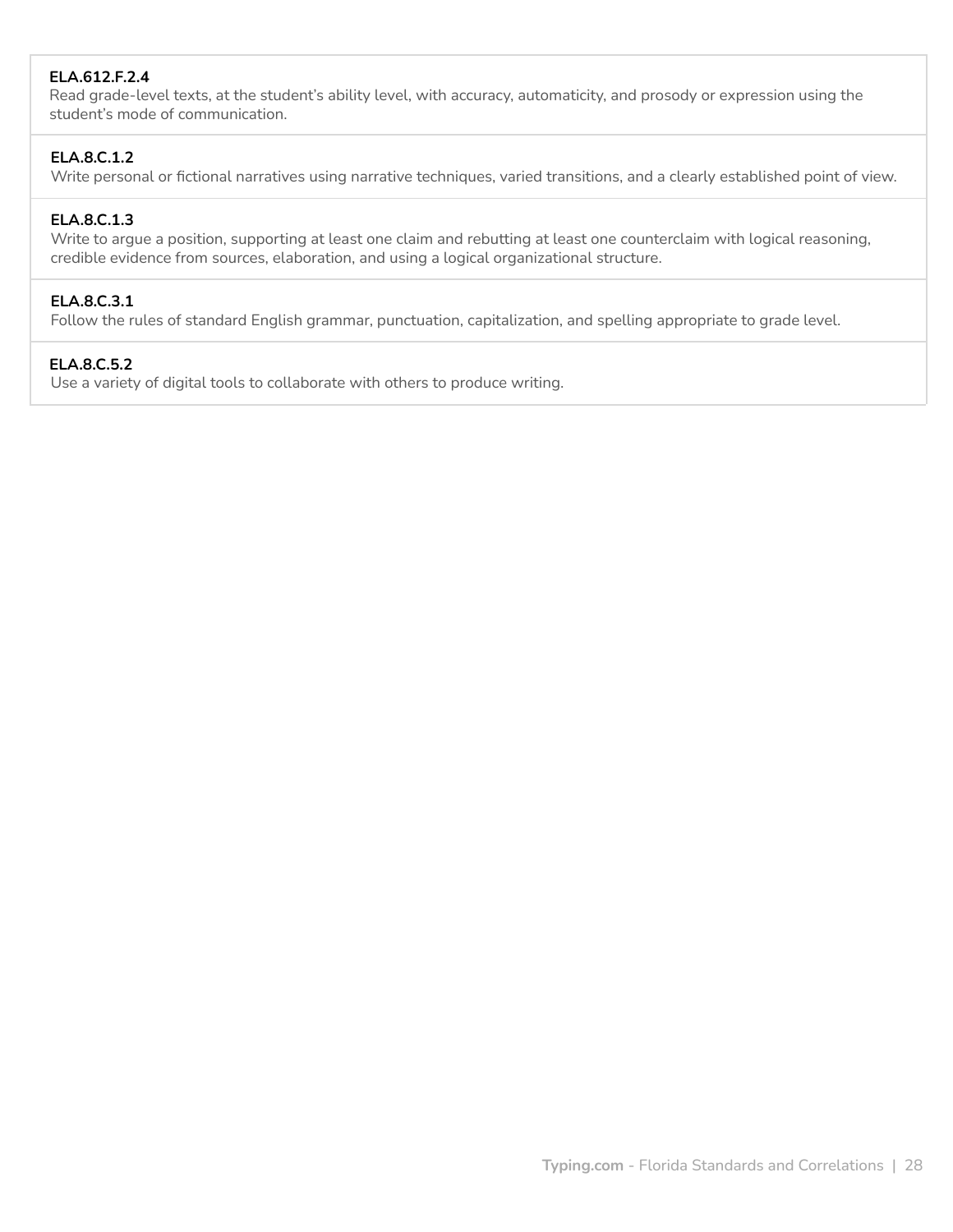**ELA.612.F.2.4**
Read grade-level texts, at the student's ability level, with accuracy, automaticity, and prosody or expression using the student's mode of communication.

**ELA.8.C.1.2**
Write personal or fictional narratives using narrative techniques, varied transitions, and a clearly established point of view.

**ELA.8.C.1.3**
Write to argue a position, supporting at least one claim and rebutting at least one counterclaim with logical reasoning, credible evidence from sources, elaboration, and using a logical organizational structure.

**ELA.8.C.3.1**
Follow the rules of standard English grammar, punctuation, capitalization, and spelling appropriate to grade level.

**ELA.8.C.5.2**
Use a variety of digital tools to collaborate with others to produce writing.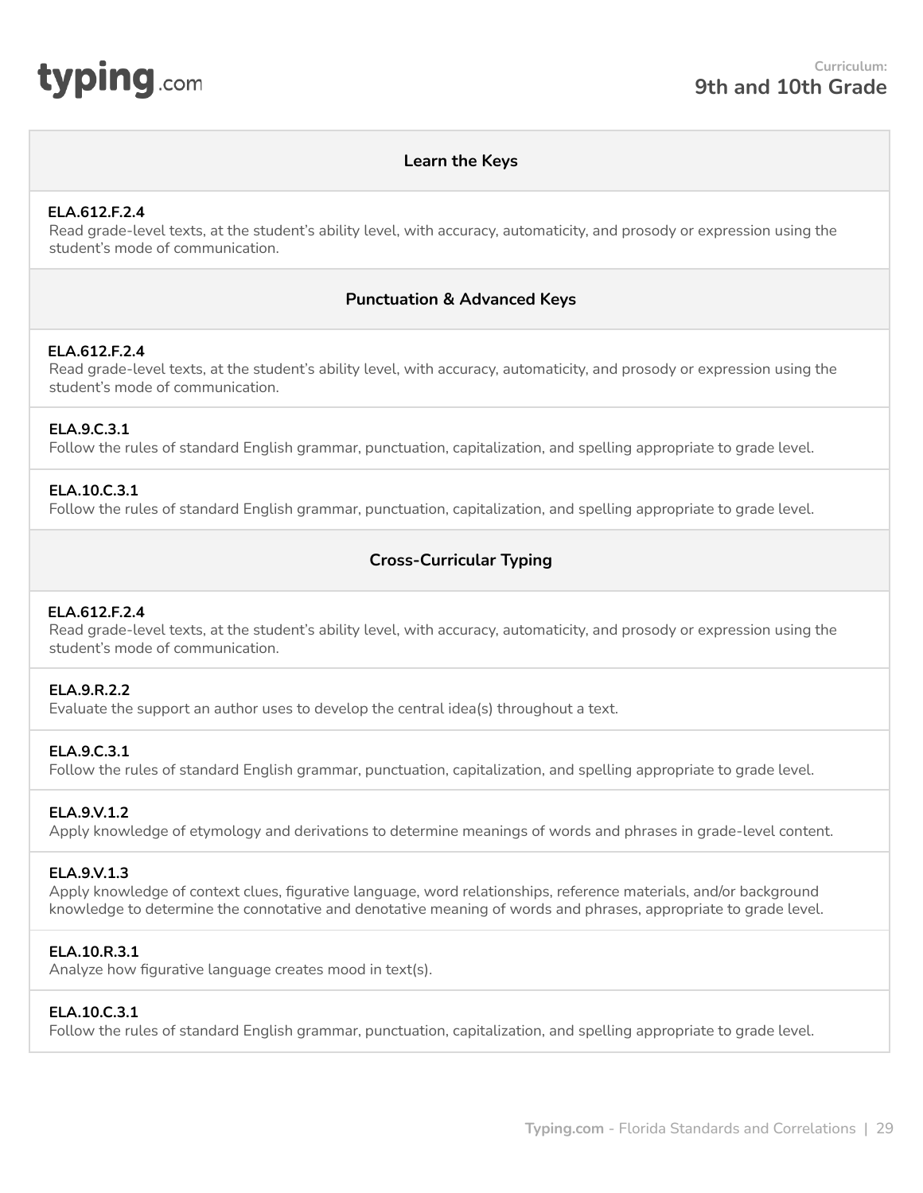**Curriculum:**
## 9th and 10th Grade

### Learn the Keys

**ELA.612.F.2.4**
Read grade-level texts, at the student's ability level, with accuracy, automaticity, and prosody or expression using the student's mode of communication.

### Punctuation & Advanced Keys

**ELA.612.F.2.4**
Read grade-level texts, at the student's ability level, with accuracy, automaticity, and prosody or expression using the student's mode of communication.

**ELA.9.C.3.1**
Follow the rules of standard English grammar, punctuation, capitalization, and spelling appropriate to grade level.

**ELA.10.C.3.1**
Follow the rules of standard English grammar, punctuation, capitalization, and spelling appropriate to grade level.

### Cross-Curricular Typing

**ELA.612.F.2.4**
Read grade-level texts, at the student's ability level, with accuracy, automaticity, and prosody or expression using the student's mode of communication.

**ELA.9.R.2.2**
Evaluate the support an author uses to develop the central idea(s) throughout a text.

**ELA.9.C.3.1**
Follow the rules of standard English grammar, punctuation, capitalization, and spelling appropriate to grade level.

**ELA.9.V.1.2**
Apply knowledge of etymology and derivations to determine meanings of words and phrases in grade-level content.

**ELA.9.V.1.3**
Apply knowledge of context clues, figurative language, word relationships, reference materials, and/or background knowledge to determine the connotative and denotative meaning of words and phrases, appropriate to grade level.

**ELA.10.R.3.1**
Analyze how figurative language creates mood in text(s).

**ELA.10.C.3.1**
Follow the rules of standard English grammar, punctuation, capitalization, and spelling appropriate to grade level.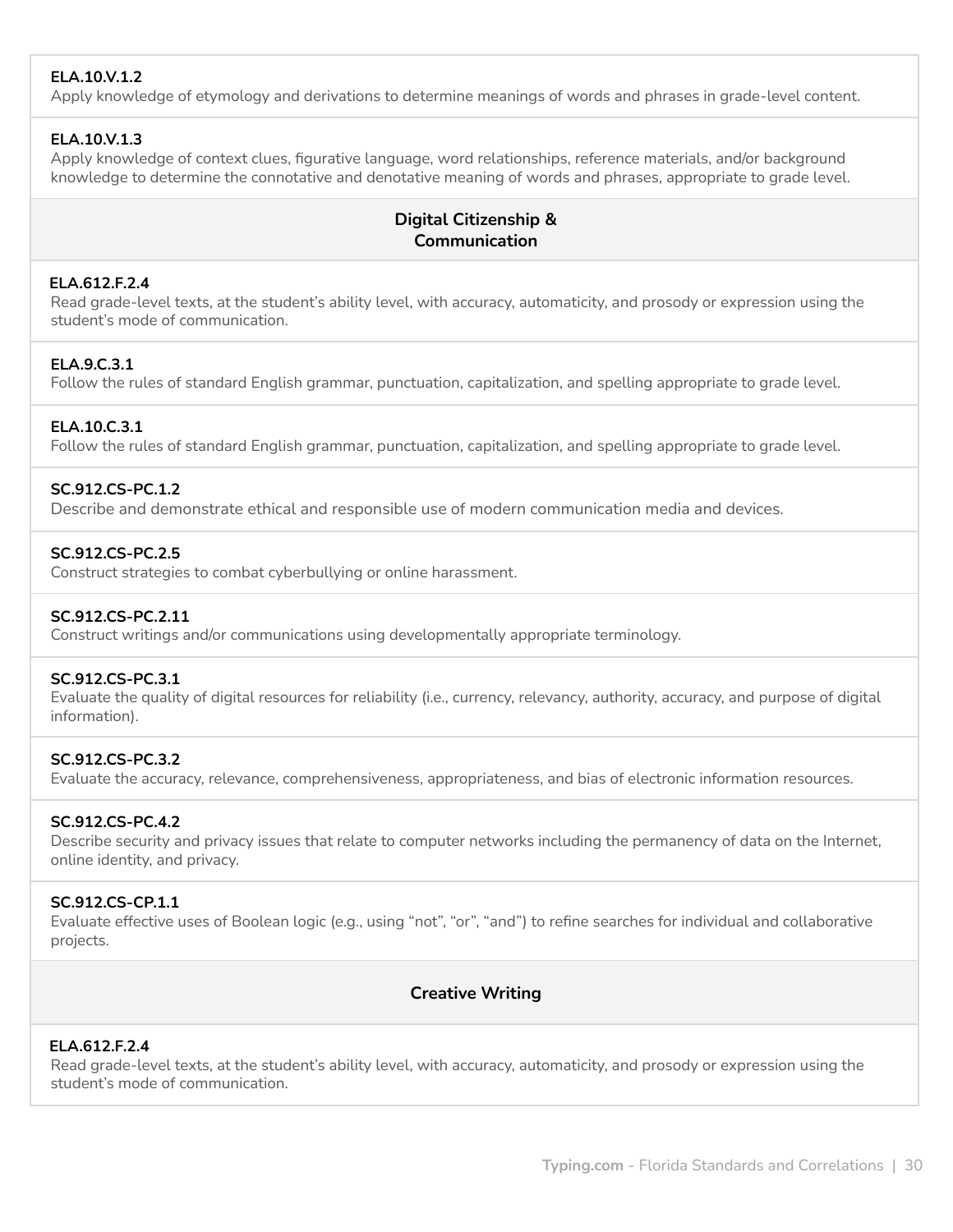**ELA.10.V.1.2**
Apply knowledge of etymology and derivations to determine meanings of words and phrases in grade-level content.

**ELA.10.V.1.3**
Apply knowledge of context clues, figurative language, word relationships, reference materials, and/or background knowledge to determine the connotative and denotative meaning of words and phrases, appropriate to grade level.

### Digital Citizenship & Communication

**ELA.612.F.2.4**
Read grade-level texts, at the student's ability level, with accuracy, automaticity, and prosody or expression using the student's mode of communication.

**ELA.9.C.3.1**
Follow the rules of standard English grammar, punctuation, capitalization, and spelling appropriate to grade level.

**ELA.10.C.3.1**
Follow the rules of standard English grammar, punctuation, capitalization, and spelling appropriate to grade level.

**SC.912.CS-PC.1.2**
Describe and demonstrate ethical and responsible use of modern communication media and devices.

**SC.912.CS-PC.2.5**
Construct strategies to combat cyberbullying or online harassment.

**SC.912.CS-PC.2.11**
Construct writings and/or communications using developmentally appropriate terminology.

**SC.912.CS-PC.3.1**
Evaluate the quality of digital resources for reliability (i.e., currency, relevancy, authority, accuracy, and purpose of digital information).

**SC.912.CS-PC.3.2**
Evaluate the accuracy, relevance, comprehensiveness, appropriateness, and bias of electronic information resources.

**SC.912.CS-PC.4.2**
Describe security and privacy issues that relate to computer networks including the permanency of data on the Internet, online identity, and privacy.

**SC.912.CS-CP.1.1**
Evaluate effective uses of Boolean logic (e.g., using "not", "or", "and") to refine searches for individual and collaborative projects.

### Creative Writing

**ELA.612.F.2.4**
Read grade-level texts, at the student's ability level, with accuracy, automaticity, and prosody or expression using the student's mode of communication.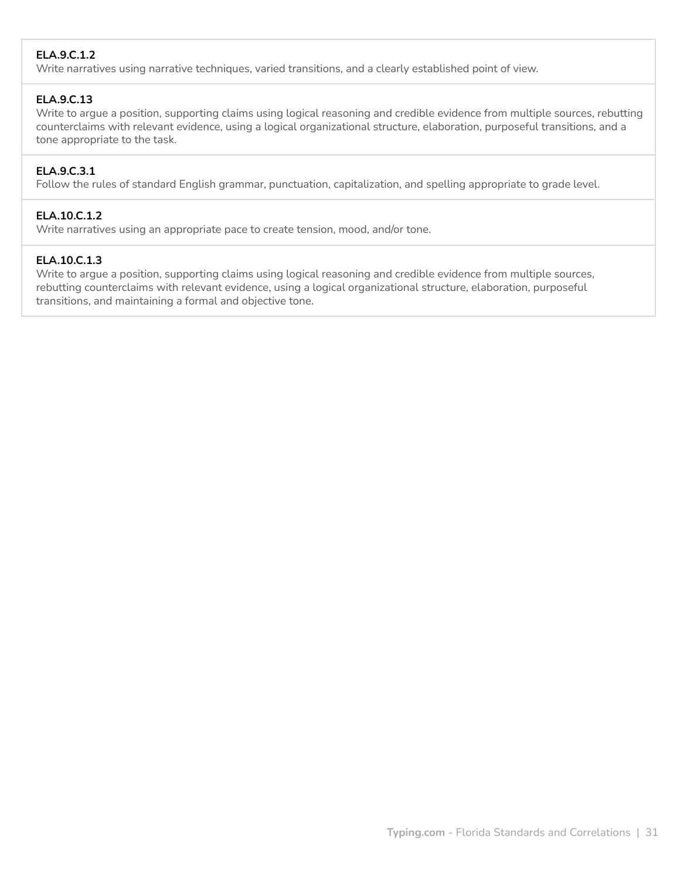**ELA.9.C.1.2**
Write narratives using narrative techniques, varied transitions, and a clearly established point of view.

**ELA.9.C.13**
Write to argue a position, supporting claims using logical reasoning and credible evidence from multiple sources, rebutting counterclaims with relevant evidence, using a logical organizational structure, elaboration, purposeful transitions, and a tone appropriate to the task.

**ELA.9.C.3.1**
Follow the rules of standard English grammar, punctuation, capitalization, and spelling appropriate to grade level.

**ELA.10.C.1.2**
Write narratives using an appropriate pace to create tension, mood, and/or tone.

**ELA.10.C.1.3**
Write to argue a position, supporting claims using logical reasoning and credible evidence from multiple sources, rebutting counterclaims with relevant evidence, using a logical organizational structure, elaboration, purposeful transitions, and maintaining a formal and objective tone.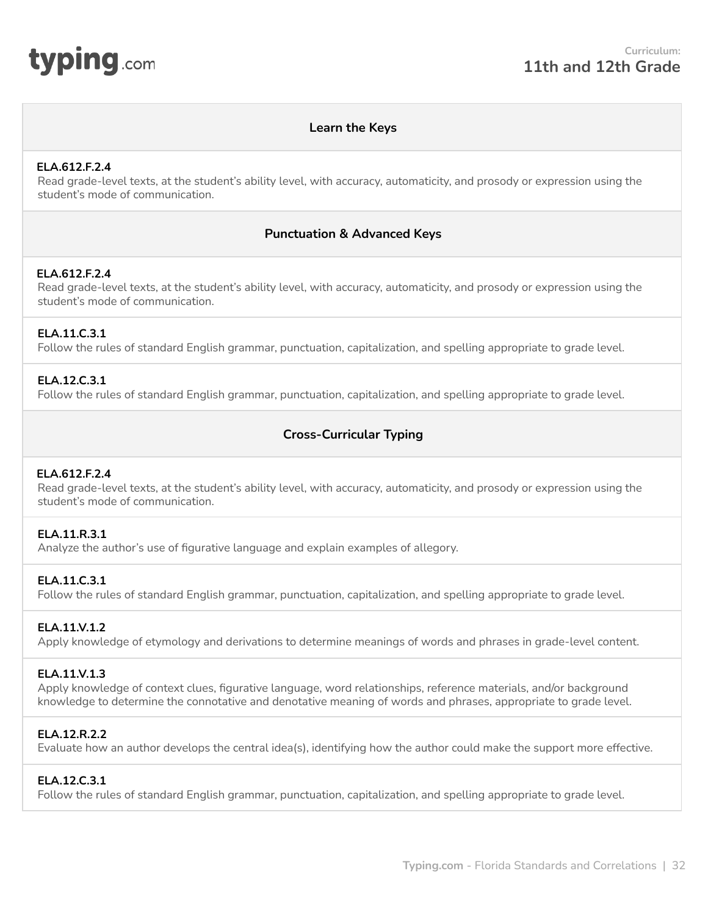**Curriculum:**
## 11th and 12th Grade

### Learn the Keys

**ELA.612.F.2.4**
Read grade-level texts, at the student's ability level, with accuracy, automaticity, and prosody or expression using the student's mode of communication.

### Punctuation & Advanced Keys

**ELA.612.F.2.4**
Read grade-level texts, at the student's ability level, with accuracy, automaticity, and prosody or expression using the student's mode of communication.

**ELA.11.C.3.1**
Follow the rules of standard English grammar, punctuation, capitalization, and spelling appropriate to grade level.

**ELA.12.C.3.1**
Follow the rules of standard English grammar, punctuation, capitalization, and spelling appropriate to grade level.

### Cross-Curricular Typing

**ELA.612.F.2.4**
Read grade-level texts, at the student's ability level, with accuracy, automaticity, and prosody or expression using the student's mode of communication.

**ELA.11.R.3.1**
Analyze the author's use of figurative language and explain examples of allegory.

**ELA.11.C.3.1**
Follow the rules of standard English grammar, punctuation, capitalization, and spelling appropriate to grade level.

**ELA.11.V.1.2**
Apply knowledge of etymology and derivations to determine meanings of words and phrases in grade-level content.

**ELA.11.V.1.3**
Apply knowledge of context clues, figurative language, word relationships, reference materials, and/or background knowledge to determine the connotative and denotative meaning of words and phrases, appropriate to grade level.

**ELA.12.R.2.2**
Evaluate how an author develops the central idea(s), identifying how the author could make the support more effective.

**ELA.12.C.3.1**
Follow the rules of standard English grammar, punctuation, capitalization, and spelling appropriate to grade level.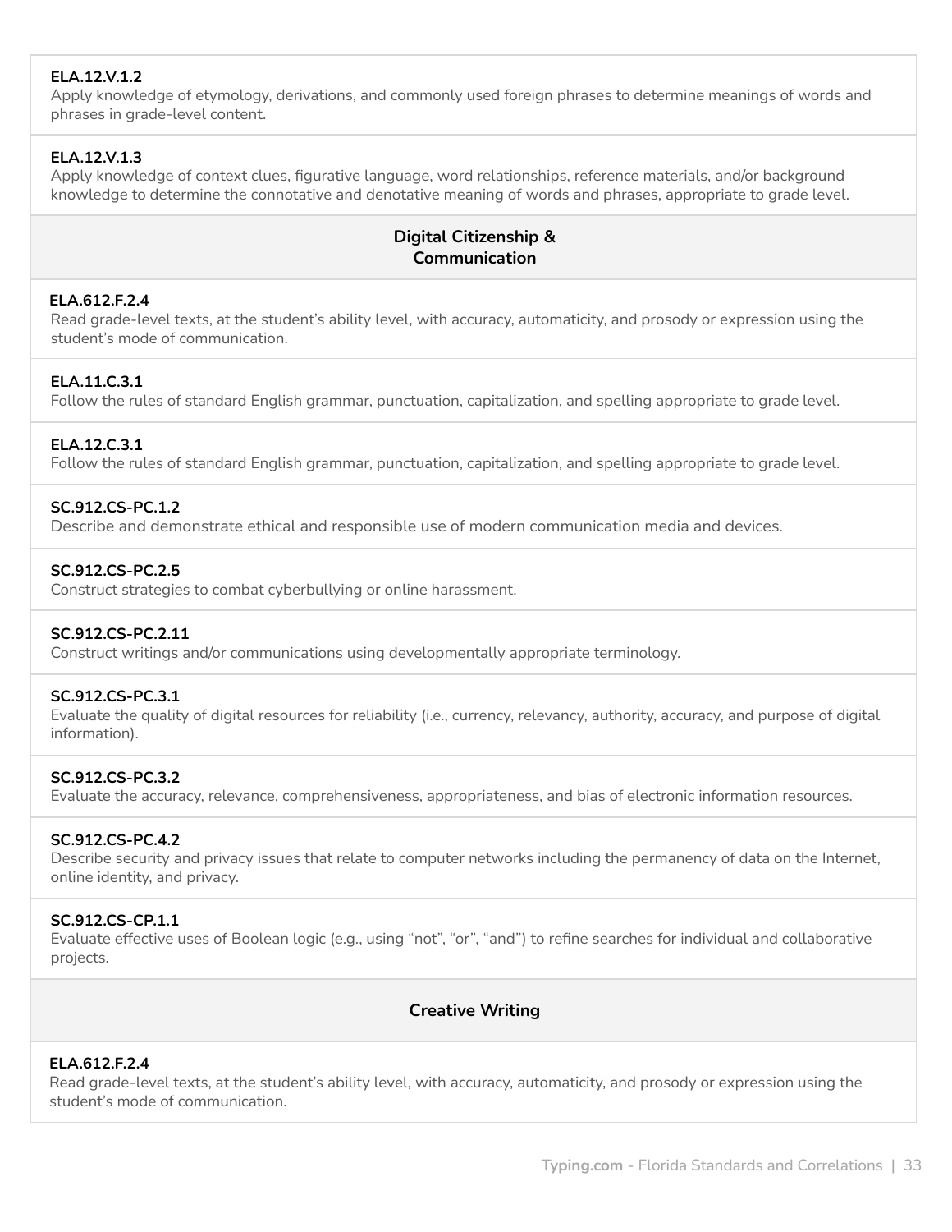**ELA.12.V.1.2**
Apply knowledge of etymology, derivations, and commonly used foreign phrases to determine meanings of words and phrases in grade-level content.

**ELA.12.V.1.3**
Apply knowledge of context clues, figurative language, word relationships, reference materials, and/or background knowledge to determine the connotative and denotative meaning of words and phrases, appropriate to grade level.

### Digital Citizenship & Communication

**ELA.612.F.2.4**
Read grade-level texts, at the student's ability level, with accuracy, automaticity, and prosody or expression using the student's mode of communication.

**ELA.11.C.3.1**
Follow the rules of standard English grammar, punctuation, capitalization, and spelling appropriate to grade level.

**ELA.12.C.3.1**
Follow the rules of standard English grammar, punctuation, capitalization, and spelling appropriate to grade level.

**SC.912.CS-PC.1.2**
Describe and demonstrate ethical and responsible use of modern communication media and devices.

**SC.912.CS-PC.2.5**
Construct strategies to combat cyberbullying or online harassment.

**SC.912.CS-PC.2.11**
Construct writings and/or communications using developmentally appropriate terminology.

**SC.912.CS-PC.3.1**
Evaluate the quality of digital resources for reliability (i.e., currency, relevancy, authority, accuracy, and purpose of digital information).

**SC.912.CS-PC.3.2**
Evaluate the accuracy, relevance, comprehensiveness, appropriateness, and bias of electronic information resources.

**SC.912.CS-PC.4.2**
Describe security and privacy issues that relate to computer networks including the permanency of data on the Internet, online identity, and privacy.

**SC.912.CS-CP.1.1**
Evaluate effective uses of Boolean logic (e.g., using "not", "or", "and") to refine searches for individual and collaborative projects.

### Creative Writing

**ELA.612.F.2.4**
Read grade-level texts, at the student's ability level, with accuracy, automaticity, and prosody or expression using the student's mode of communication.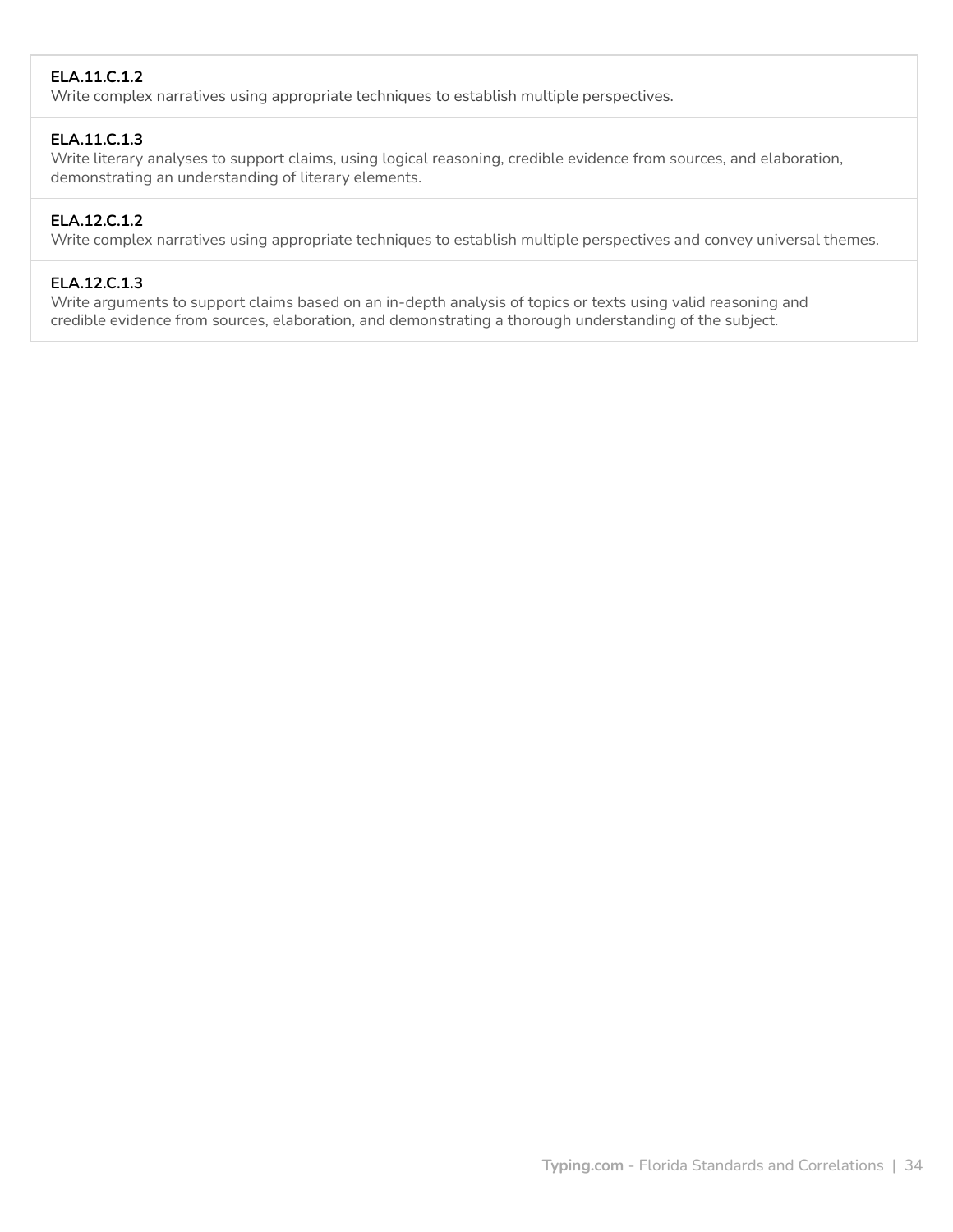**ELA.11.C.1.2**
Write complex narratives using appropriate techniques to establish multiple perspectives.

**ELA.11.C.1.3**
Write literary analyses to support claims, using logical reasoning, credible evidence from sources, and elaboration, demonstrating an understanding of literary elements.

**ELA.12.C.1.2**
Write complex narratives using appropriate techniques to establish multiple perspectives and convey universal themes.

**ELA.12.C.1.3**
Write arguments to support claims based on an in-depth analysis of topics or texts using valid reasoning and credible evidence from sources, elaboration, and demonstrating a thorough understanding of the subject.